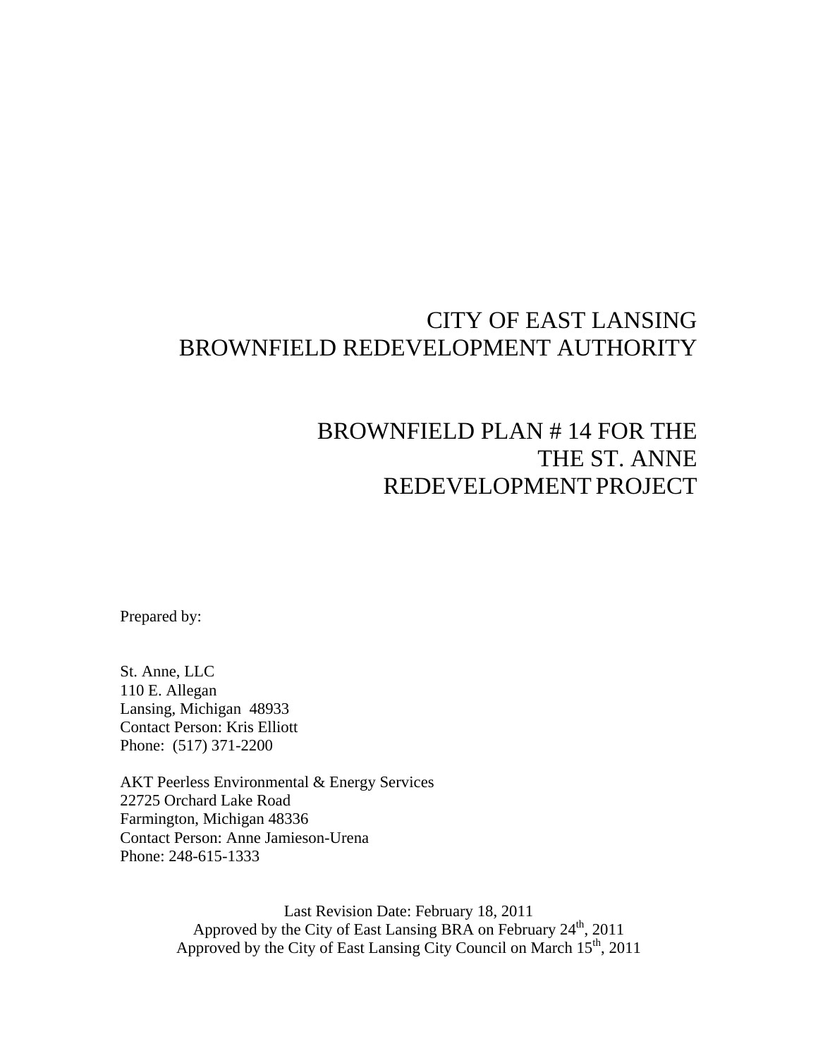# CITY OF EAST LANSING
# BROWNFIELD REDEVELOPMENT AUTHORITY

## BROWNFIELD PLAN # 14 FOR THE THE ST. ANNE REDEVELOPMENT PROJECT

Prepared by:

St. Anne, LLC
110 E. Allegan
Lansing, Michigan 48933
Contact Person: Kris Elliott
Phone: (517) 371-2200

AKT Peerless Environmental & Energy Services
22725 Orchard Lake Road
Farmington, Michigan 48336
Contact Person: Anne Jamieson-Urena
Phone: 248-615-1333

Last Revision Date: February 18, 2011
Approved by the City of East Lansing BRA on February 24th, 2011
Approved by the City of East Lansing City Council on March 15th, 2011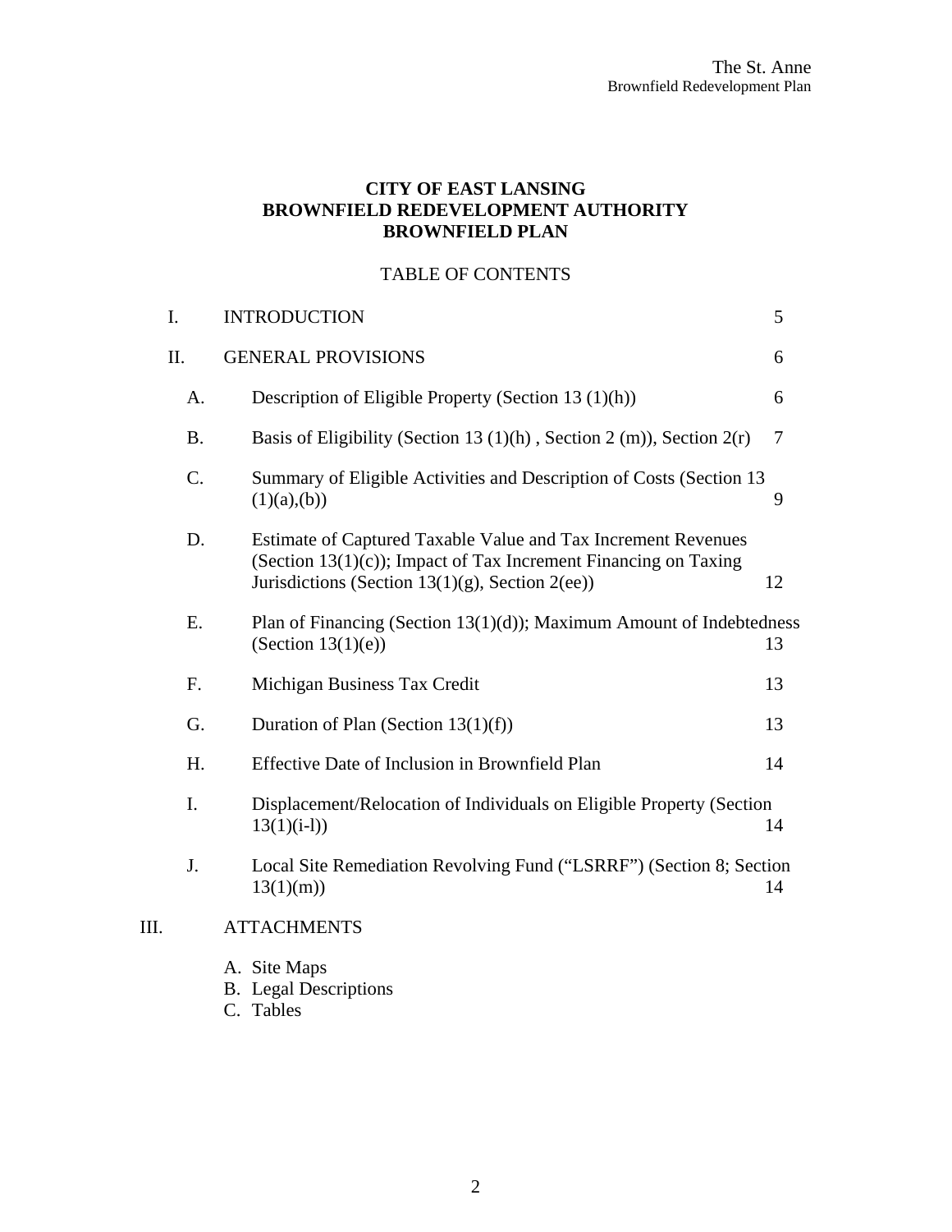**CITY OF EAST LANSING**
**BROWNFIELD REDEVELOPMENT AUTHORITY**
**BROWNFIELD PLAN**

TABLE OF CONTENTS

| | | | |
|---|---|---|---|
| I. | INTRODUCTION | | 5 |
| II. | GENERAL PROVISIONS | | 6 |
| | A. | Description of Eligible Property (Section 13 (1)(h)) | 6 |
| | B. | Basis of Eligibility (Section 13 (1)(h) , Section 2 (m)), Section 2(r) | 7 |
| | C. | Summary of Eligible Activities and Description of Costs (Section 13 (1)(a),(b)) | 9 |
| | D. | Estimate of Captured Taxable Value and Tax Increment Revenues (Section 13(1)(c)); Impact of Tax Increment Financing on Taxing Jurisdictions (Section 13(1)(g), Section 2(ee)) | 12 |
| | E. | Plan of Financing (Section 13(1)(d)); Maximum Amount of Indebtedness (Section 13(1)(e)) | 13 |
| | F. | Michigan Business Tax Credit | 13 |
| | G. | Duration of Plan (Section 13(1)(f)) | 13 |
| | H. | Effective Date of Inclusion in Brownfield Plan | 14 |
| | I. | Displacement/Relocation of Individuals on Eligible Property (Section 13(1)(i-l)) | 14 |
| | J. | Local Site Remediation Revolving Fund ("LSRRF") (Section 8; Section 13(1)(m)) | 14 |
| III. | ATTACHMENTS | | |

A. Site Maps
B. Legal Descriptions
C. Tables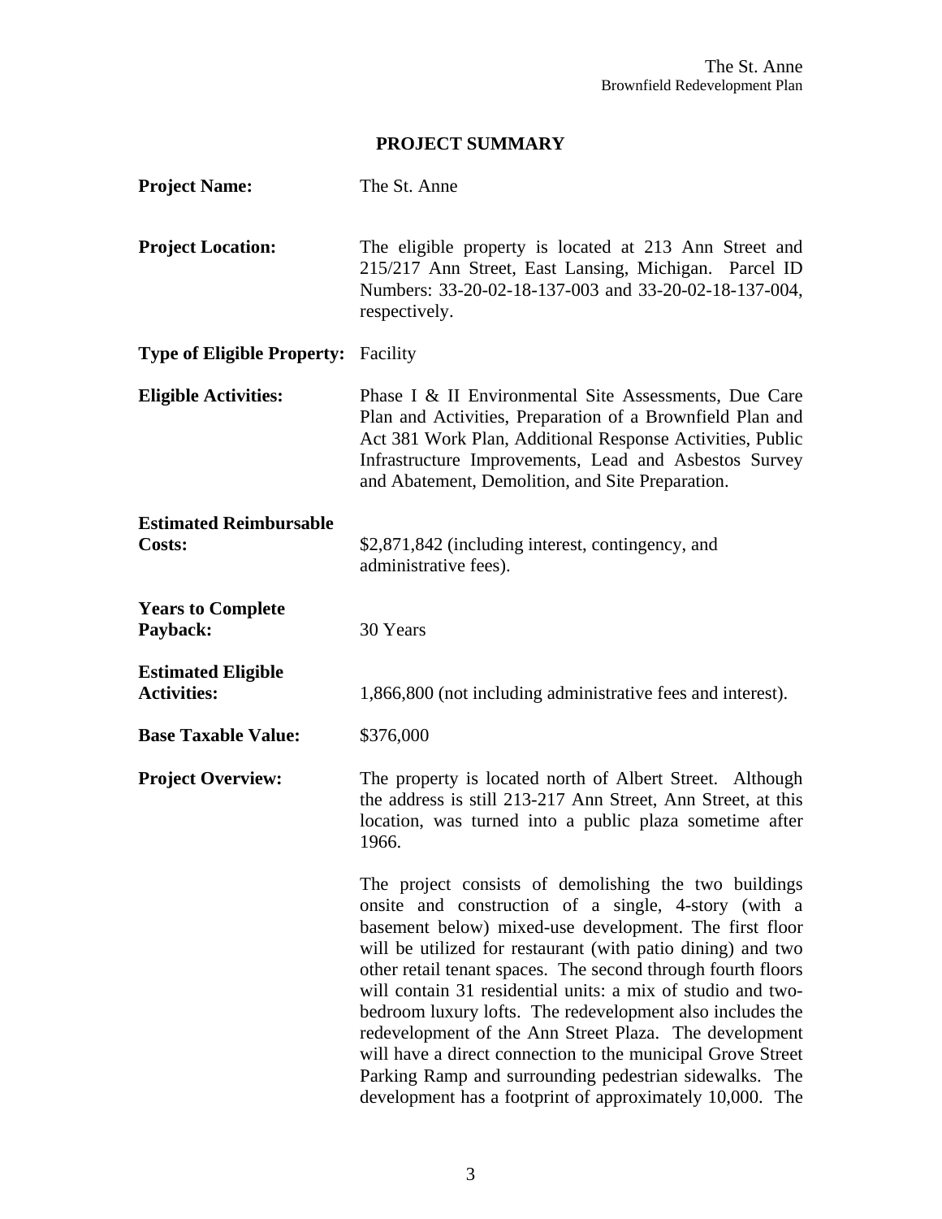## PROJECT SUMMARY

**Project Name:** The St. Anne

**Project Location:** The eligible property is located at 213 Ann Street and 215/217 Ann Street, East Lansing, Michigan. Parcel ID Numbers: 33-20-02-18-137-003 and 33-20-02-18-137-004, respectively.

**Type of Eligible Property:** Facility

**Eligible Activities:** Phase I & II Environmental Site Assessments, Due Care Plan and Activities, Preparation of a Brownfield Plan and Act 381 Work Plan, Additional Response Activities, Public Infrastructure Improvements, Lead and Asbestos Survey and Abatement, Demolition, and Site Preparation.

**Estimated Reimbursable Costs:** $2,871,842 (including interest, contingency, and administrative fees).

**Years to Complete Payback:** 30 Years

**Estimated Eligible Activities:** 1,866,800 (not including administrative fees and interest).

**Base Taxable Value:** $376,000

**Project Overview:** The property is located north of Albert Street. Although the address is still 213-217 Ann Street, Ann Street, at this location, was turned into a public plaza sometime after 1966.

The project consists of demolishing the two buildings onsite and construction of a single, 4-story (with a basement below) mixed-use development. The first floor will be utilized for restaurant (with patio dining) and two other retail tenant spaces. The second through fourth floors will contain 31 residential units: a mix of studio and two-bedroom luxury lofts. The redevelopment also includes the redevelopment of the Ann Street Plaza. The development will have a direct connection to the municipal Grove Street Parking Ramp and surrounding pedestrian sidewalks. The development has a footprint of approximately 10,000. The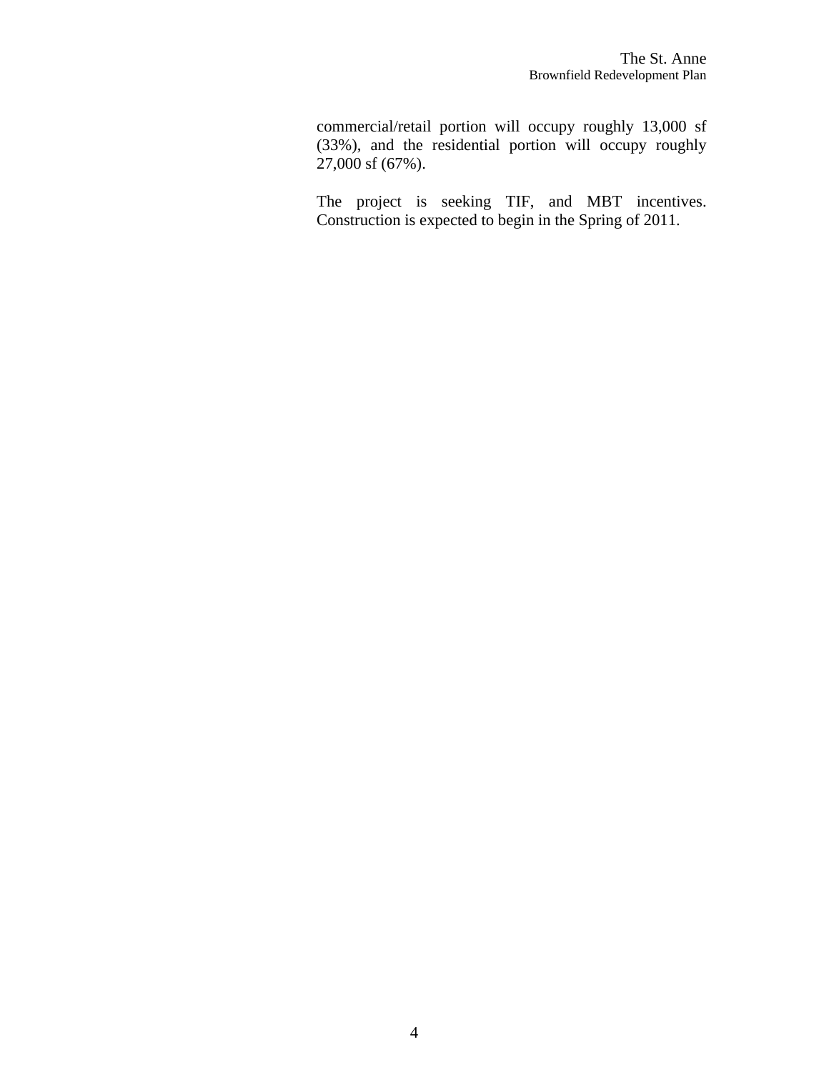commercial/retail portion will occupy roughly 13,000 sf (33%), and the residential portion will occupy roughly 27,000 sf (67%).

The project is seeking TIF, and MBT incentives. Construction is expected to begin in the Spring of 2011.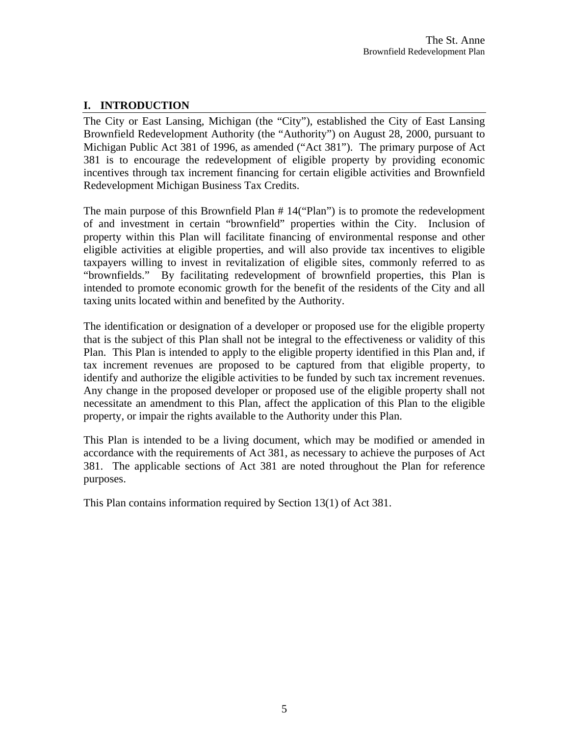## I. INTRODUCTION

The City or East Lansing, Michigan (the "City"), established the City of East Lansing Brownfield Redevelopment Authority (the "Authority") on August 28, 2000, pursuant to Michigan Public Act 381 of 1996, as amended ("Act 381"). The primary purpose of Act 381 is to encourage the redevelopment of eligible property by providing economic incentives through tax increment financing for certain eligible activities and Brownfield Redevelopment Michigan Business Tax Credits.

The main purpose of this Brownfield Plan # 14("Plan") is to promote the redevelopment of and investment in certain "brownfield" properties within the City. Inclusion of property within this Plan will facilitate financing of environmental response and other eligible activities at eligible properties, and will also provide tax incentives to eligible taxpayers willing to invest in revitalization of eligible sites, commonly referred to as "brownfields." By facilitating redevelopment of brownfield properties, this Plan is intended to promote economic growth for the benefit of the residents of the City and all taxing units located within and benefited by the Authority.

The identification or designation of a developer or proposed use for the eligible property that is the subject of this Plan shall not be integral to the effectiveness or validity of this Plan. This Plan is intended to apply to the eligible property identified in this Plan and, if tax increment revenues are proposed to be captured from that eligible property, to identify and authorize the eligible activities to be funded by such tax increment revenues. Any change in the proposed developer or proposed use of the eligible property shall not necessitate an amendment to this Plan, affect the application of this Plan to the eligible property, or impair the rights available to the Authority under this Plan.

This Plan is intended to be a living document, which may be modified or amended in accordance with the requirements of Act 381, as necessary to achieve the purposes of Act 381. The applicable sections of Act 381 are noted throughout the Plan for reference purposes.

This Plan contains information required by Section 13(1) of Act 381.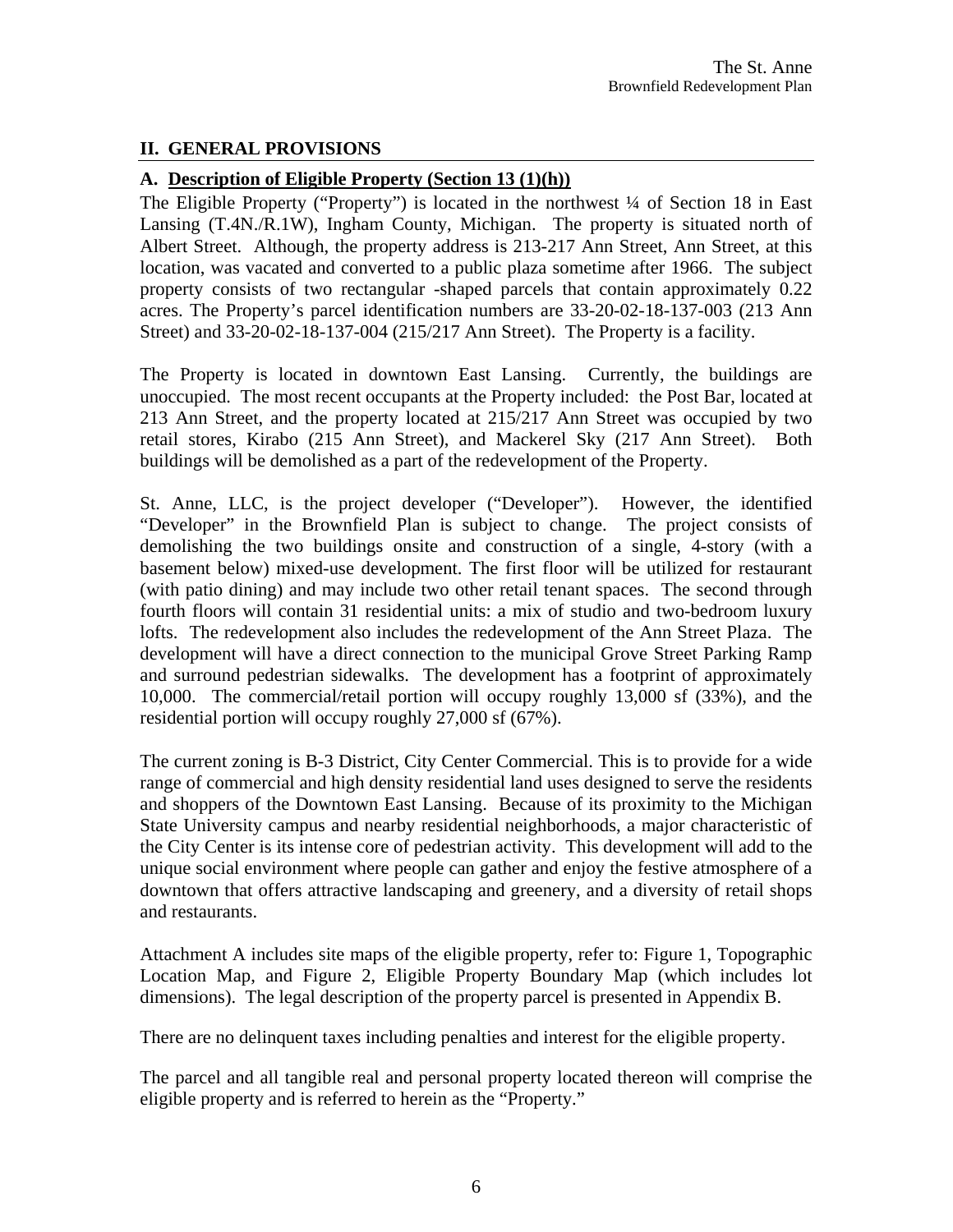## II. GENERAL PROVISIONS

### A. Description of Eligible Property (Section 13 (1)(h))

The Eligible Property ("Property") is located in the northwest ¼ of Section 18 in East Lansing (T.4N./R.1W), Ingham County, Michigan. The property is situated north of Albert Street. Although, the property address is 213-217 Ann Street, Ann Street, at this location, was vacated and converted to a public plaza sometime after 1966. The subject property consists of two rectangular -shaped parcels that contain approximately 0.22 acres. The Property's parcel identification numbers are 33-20-02-18-137-003 (213 Ann Street) and 33-20-02-18-137-004 (215/217 Ann Street). The Property is a facility.

The Property is located in downtown East Lansing. Currently, the buildings are unoccupied. The most recent occupants at the Property included: the Post Bar, located at 213 Ann Street, and the property located at 215/217 Ann Street was occupied by two retail stores, Kirabo (215 Ann Street), and Mackerel Sky (217 Ann Street). Both buildings will be demolished as a part of the redevelopment of the Property.

St. Anne, LLC, is the project developer ("Developer"). However, the identified "Developer" in the Brownfield Plan is subject to change. The project consists of demolishing the two buildings onsite and construction of a single, 4-story (with a basement below) mixed-use development. The first floor will be utilized for restaurant (with patio dining) and may include two other retail tenant spaces. The second through fourth floors will contain 31 residential units: a mix of studio and two-bedroom luxury lofts. The redevelopment also includes the redevelopment of the Ann Street Plaza. The development will have a direct connection to the municipal Grove Street Parking Ramp and surround pedestrian sidewalks. The development has a footprint of approximately 10,000. The commercial/retail portion will occupy roughly 13,000 sf (33%), and the residential portion will occupy roughly 27,000 sf (67%).

The current zoning is B-3 District, City Center Commercial. This is to provide for a wide range of commercial and high density residential land uses designed to serve the residents and shoppers of the Downtown East Lansing. Because of its proximity to the Michigan State University campus and nearby residential neighborhoods, a major characteristic of the City Center is its intense core of pedestrian activity. This development will add to the unique social environment where people can gather and enjoy the festive atmosphere of a downtown that offers attractive landscaping and greenery, and a diversity of retail shops and restaurants.

Attachment A includes site maps of the eligible property, refer to: Figure 1, Topographic Location Map, and Figure 2, Eligible Property Boundary Map (which includes lot dimensions). The legal description of the property parcel is presented in Appendix B.

There are no delinquent taxes including penalties and interest for the eligible property.

The parcel and all tangible real and personal property located thereon will comprise the eligible property and is referred to herein as the "Property."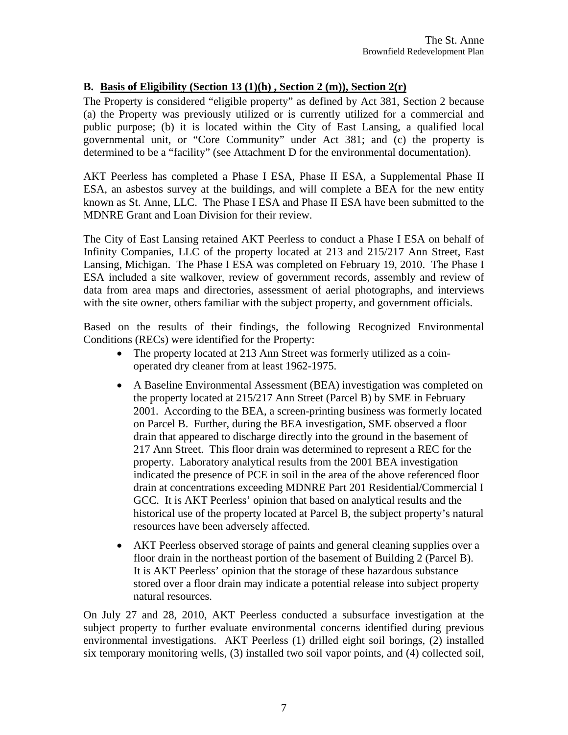**B. Basis of Eligibility (Section 13 (1)(h) , Section 2 (m)), Section 2(r)**

The Property is considered "eligible property" as defined by Act 381, Section 2 because (a) the Property was previously utilized or is currently utilized for a commercial and public purpose; (b) it is located within the City of East Lansing, a qualified local governmental unit, or "Core Community" under Act 381; and (c) the property is determined to be a "facility" (see Attachment D for the environmental documentation).

AKT Peerless has completed a Phase I ESA, Phase II ESA, a Supplemental Phase II ESA, an asbestos survey at the buildings, and will complete a BEA for the new entity known as St. Anne, LLC. The Phase I ESA and Phase II ESA have been submitted to the MDNRE Grant and Loan Division for their review.

The City of East Lansing retained AKT Peerless to conduct a Phase I ESA on behalf of Infinity Companies, LLC of the property located at 213 and 215/217 Ann Street, East Lansing, Michigan. The Phase I ESA was completed on February 19, 2010. The Phase I ESA included a site walkover, review of government records, assembly and review of data from area maps and directories, assessment of aerial photographs, and interviews with the site owner, others familiar with the subject property, and government officials.

Based on the results of their findings, the following Recognized Environmental Conditions (RECs) were identified for the Property:

- The property located at 213 Ann Street was formerly utilized as a coin-operated dry cleaner from at least 1962-1975.
- A Baseline Environmental Assessment (BEA) investigation was completed on the property located at 215/217 Ann Street (Parcel B) by SME in February 2001. According to the BEA, a screen-printing business was formerly located on Parcel B. Further, during the BEA investigation, SME observed a floor drain that appeared to discharge directly into the ground in the basement of 217 Ann Street. This floor drain was determined to represent a REC for the property. Laboratory analytical results from the 2001 BEA investigation indicated the presence of PCE in soil in the area of the above referenced floor drain at concentrations exceeding MDNRE Part 201 Residential/Commercial I GCC. It is AKT Peerless' opinion that based on analytical results and the historical use of the property located at Parcel B, the subject property's natural resources have been adversely affected.
- AKT Peerless observed storage of paints and general cleaning supplies over a floor drain in the northeast portion of the basement of Building 2 (Parcel B). It is AKT Peerless' opinion that the storage of these hazardous substance stored over a floor drain may indicate a potential release into subject property natural resources.

On July 27 and 28, 2010, AKT Peerless conducted a subsurface investigation at the subject property to further evaluate environmental concerns identified during previous environmental investigations. AKT Peerless (1) drilled eight soil borings, (2) installed six temporary monitoring wells, (3) installed two soil vapor points, and (4) collected soil,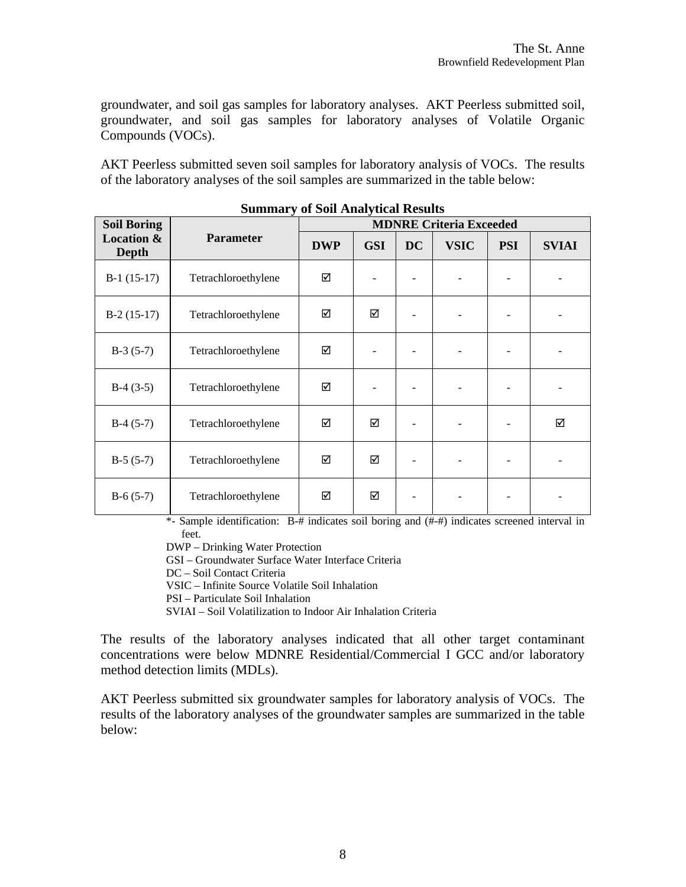groundwater, and soil gas samples for laboratory analyses. AKT Peerless submitted soil, groundwater, and soil gas samples for laboratory analyses of Volatile Organic Compounds (VOCs).

AKT Peerless submitted seven soil samples for laboratory analysis of VOCs. The results of the laboratory analyses of the soil samples are summarized in the table below:

**Summary of Soil Analytical Results**

| Soil Boring Location & Depth | Parameter | MDNRE Criteria Exceeded | | | | | |
|---|---|---|---|---|---|---|---|
| | | DWP | GSI | DC | VSIC | PSI | SVIAI |
| B-1 (15-17) | Tetrachloroethylene | ☑ | - | - | - | - | - |
| B-2 (15-17) | Tetrachloroethylene | ☑ | ☑ | - | - | - | - |
| B-3 (5-7) | Tetrachloroethylene | ☑ | - | - | - | - | - |
| B-4 (3-5) | Tetrachloroethylene | ☑ | - | - | - | - | - |
| B-4 (5-7) | Tetrachloroethylene | ☑ | ☑ | - | - | - | ☑ |
| B-5 (5-7) | Tetrachloroethylene | ☑ | ☑ | - | - | - | - |
| B-6 (5-7) | Tetrachloroethylene | ☑ | ☑ | - | - | - | - |

*- Sample identification: B-# indicates soil boring and (#-#) indicates screened interval in feet.

DWP – Drinking Water Protection

GSI – Groundwater Surface Water Interface Criteria

DC – Soil Contact Criteria

VSIC – Infinite Source Volatile Soil Inhalation

PSI – Particulate Soil Inhalation

SVIAI – Soil Volatilization to Indoor Air Inhalation Criteria

The results of the laboratory analyses indicated that all other target contaminant concentrations were below MDNRE Residential/Commercial I GCC and/or laboratory method detection limits (MDLs).

AKT Peerless submitted six groundwater samples for laboratory analysis of VOCs. The results of the laboratory analyses of the groundwater samples are summarized in the table below: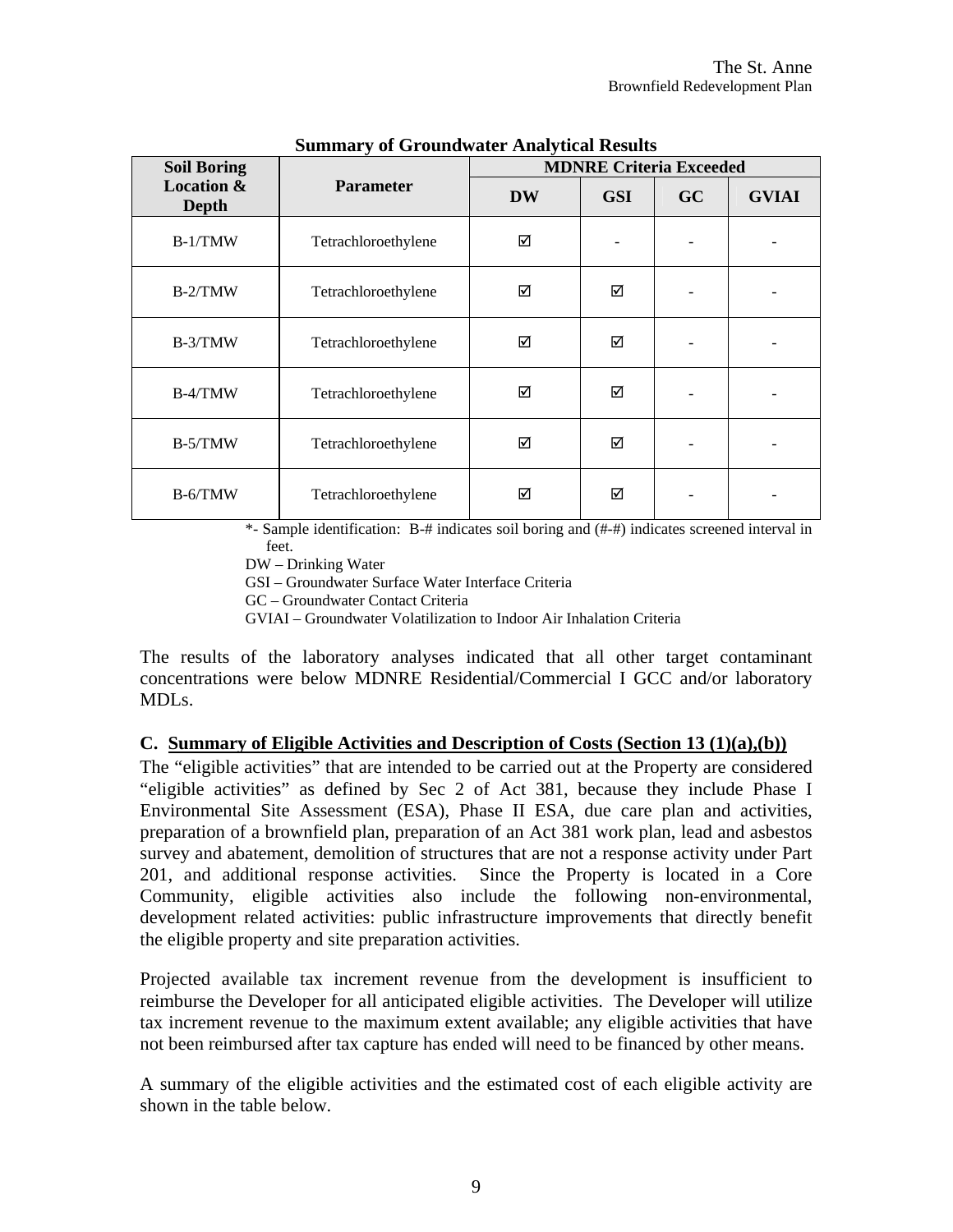**Summary of Groundwater Analytical Results**

| Soil Boring Location & Depth | Parameter | MDNRE Criteria Exceeded | | | |
|---|---|---|---|---|---|
| | | DW | GSI | GC | GVIAI |
| B-1/TMW | Tetrachloroethylene | ☑ | - | - | - |
| B-2/TMW | Tetrachloroethylene | ☑ | ☑ | - | - |
| B-3/TMW | Tetrachloroethylene | ☑ | ☑ | - | - |
| B-4/TMW | Tetrachloroethylene | ☑ | ☑ | - | - |
| B-5/TMW | Tetrachloroethylene | ☑ | ☑ | - | - |
| B-6/TMW | Tetrachloroethylene | ☑ | ☑ | - | - |

*- Sample identification: B-# indicates soil boring and (#-#) indicates screened interval in feet.

DW – Drinking Water

GSI – Groundwater Surface Water Interface Criteria

GC – Groundwater Contact Criteria

GVIAI – Groundwater Volatilization to Indoor Air Inhalation Criteria

The results of the laboratory analyses indicated that all other target contaminant concentrations were below MDNRE Residential/Commercial I GCC and/or laboratory MDLs.

### C. Summary of Eligible Activities and Description of Costs (Section 13 (1)(a),(b))

The "eligible activities" that are intended to be carried out at the Property are considered "eligible activities" as defined by Sec 2 of Act 381, because they include Phase I Environmental Site Assessment (ESA), Phase II ESA, due care plan and activities, preparation of a brownfield plan, preparation of an Act 381 work plan, lead and asbestos survey and abatement, demolition of structures that are not a response activity under Part 201, and additional response activities. Since the Property is located in a Core Community, eligible activities also include the following non-environmental, development related activities: public infrastructure improvements that directly benefit the eligible property and site preparation activities.

Projected available tax increment revenue from the development is insufficient to reimburse the Developer for all anticipated eligible activities. The Developer will utilize tax increment revenue to the maximum extent available; any eligible activities that have not been reimbursed after tax capture has ended will need to be financed by other means.

A summary of the eligible activities and the estimated cost of each eligible activity are shown in the table below.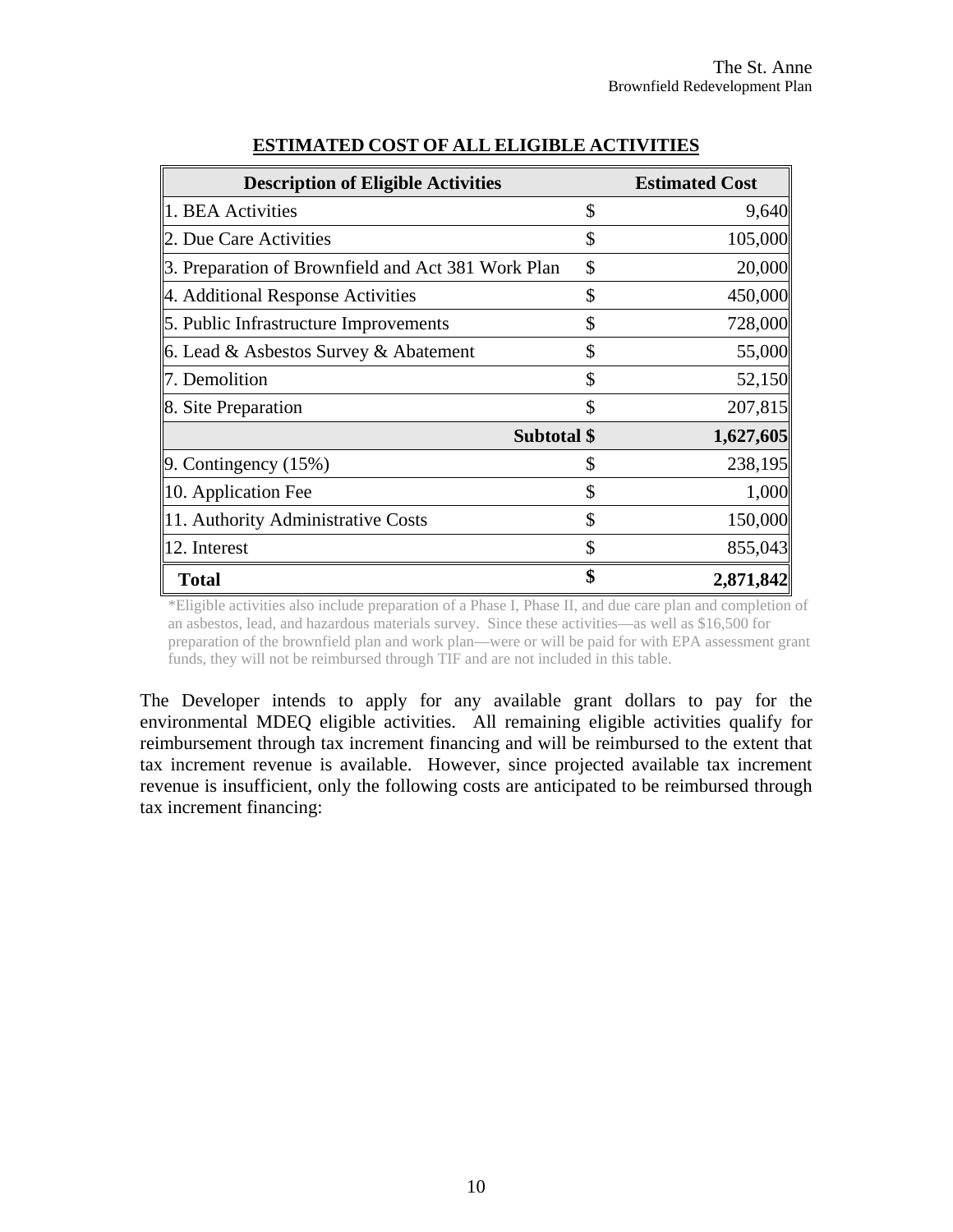## **ESTIMATED COST OF ALL ELIGIBLE ACTIVITIES**

| Description of Eligible Activities | | Estimated Cost |
|---|---|---|
| 1. BEA Activities | $ | 9,640 |
| 2. Due Care Activities | $ | 105,000 |
| 3. Preparation of Brownfield and Act 381 Work Plan | $ | 20,000 |
| 4. Additional Response Activities | $ | 450,000 |
| 5. Public Infrastructure Improvements | $ | 728,000 |
| 6. Lead & Asbestos Survey & Abatement | $ | 55,000 |
| 7. Demolition | $ | 52,150 |
| 8. Site Preparation | $ | 207,815 |
| **Subtotal** | **$** | **1,627,605** |
| 9. Contingency (15%) | $ | 238,195 |
| 10. Application Fee | $ | 1,000 |
| 11. Authority Administrative Costs | $ | 150,000 |
| 12. Interest | $ | 855,043 |
| **Total** | **$** | **2,871,842** |

*Eligible activities also include preparation of a Phase I, Phase II, and due care plan and completion of an asbestos, lead, and hazardous materials survey. Since these activities—as well as $16,500 for preparation of the brownfield plan and work plan—were or will be paid for with EPA assessment grant funds, they will not be reimbursed through TIF and are not included in this table.

The Developer intends to apply for any available grant dollars to pay for the environmental MDEQ eligible activities. All remaining eligible activities qualify for reimbursement through tax increment financing and will be reimbursed to the extent that tax increment revenue is available. However, since projected available tax increment revenue is insufficient, only the following costs are anticipated to be reimbursed through tax increment financing: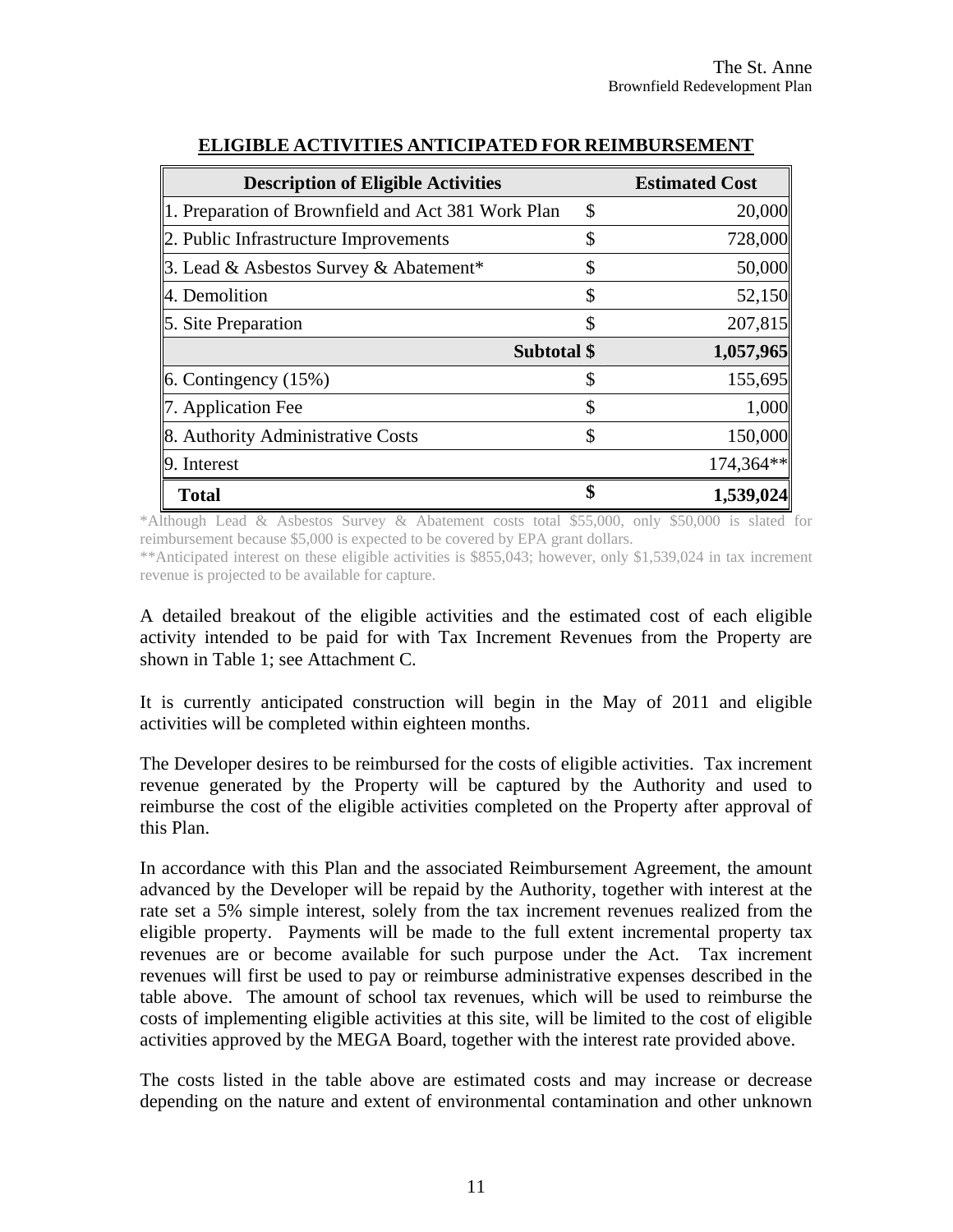## ELIGIBLE ACTIVITIES ANTICIPATED FOR REIMBURSEMENT

| Description of Eligible Activities | | Estimated Cost |
|---|---|---|
| 1. Preparation of Brownfield and Act 381 Work Plan | $ | 20,000 |
| 2. Public Infrastructure Improvements | $ | 728,000 |
| 3. Lead & Asbestos Survey & Abatement* | $ | 50,000 |
| 4. Demolition | $ | 52,150 |
| 5. Site Preparation | $ | 207,815 |
| **Subtotal** | **$** | **1,057,965** |
| 6. Contingency (15%) | $ | 155,695 |
| 7. Application Fee | $ | 1,000 |
| 8. Authority Administrative Costs | $ | 150,000 |
| 9. Interest | | 174,364** |
| **Total** | **$** | **1,539,024** |

*Although Lead & Asbestos Survey & Abatement costs total $55,000, only $50,000 is slated for reimbursement because $5,000 is expected to be covered by EPA grant dollars.

**Anticipated interest on these eligible activities is $855,043; however, only $1,539,024 in tax increment revenue is projected to be available for capture.

A detailed breakout of the eligible activities and the estimated cost of each eligible activity intended to be paid for with Tax Increment Revenues from the Property are shown in Table 1; see Attachment C.

It is currently anticipated construction will begin in the May of 2011 and eligible activities will be completed within eighteen months.

The Developer desires to be reimbursed for the costs of eligible activities. Tax increment revenue generated by the Property will be captured by the Authority and used to reimburse the cost of the eligible activities completed on the Property after approval of this Plan.

In accordance with this Plan and the associated Reimbursement Agreement, the amount advanced by the Developer will be repaid by the Authority, together with interest at the rate set a 5% simple interest, solely from the tax increment revenues realized from the eligible property. Payments will be made to the full extent incremental property tax revenues are or become available for such purpose under the Act. Tax increment revenues will first be used to pay or reimburse administrative expenses described in the table above. The amount of school tax revenues, which will be used to reimburse the costs of implementing eligible activities at this site, will be limited to the cost of eligible activities approved by the MEGA Board, together with the interest rate provided above.

The costs listed in the table above are estimated costs and may increase or decrease depending on the nature and extent of environmental contamination and other unknown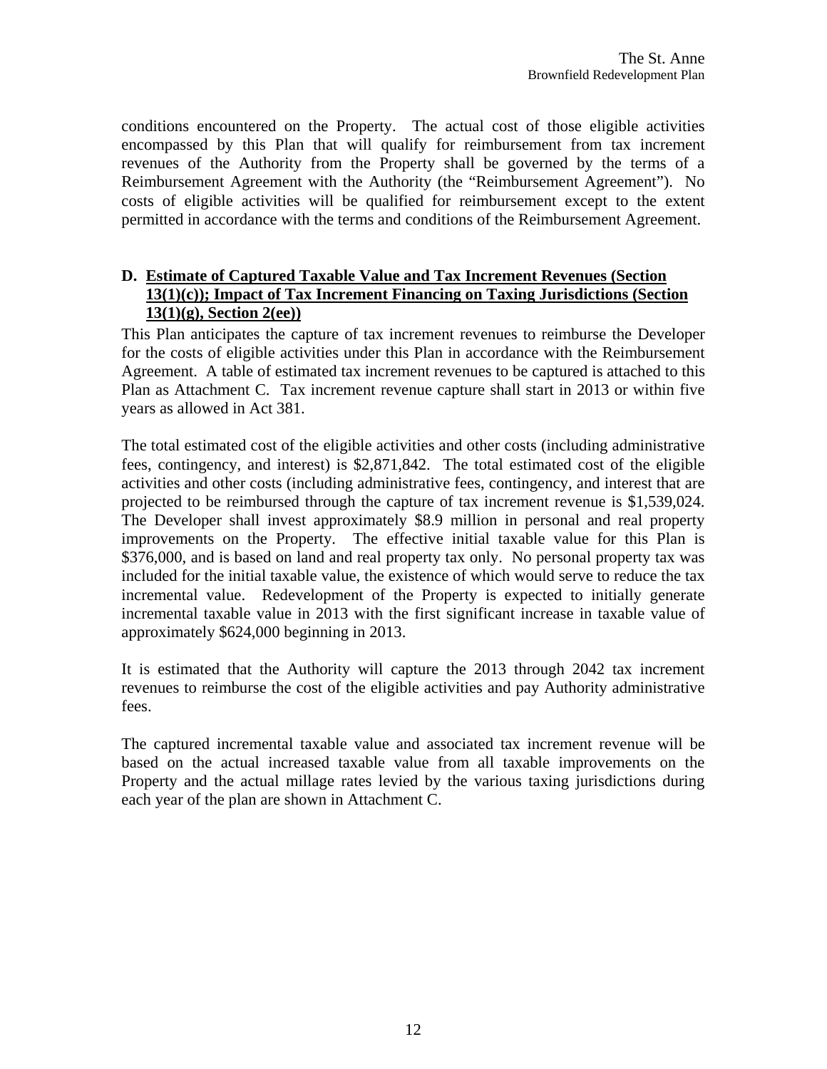conditions encountered on the Property. The actual cost of those eligible activities encompassed by this Plan that will qualify for reimbursement from tax increment revenues of the Authority from the Property shall be governed by the terms of a Reimbursement Agreement with the Authority (the "Reimbursement Agreement"). No costs of eligible activities will be qualified for reimbursement except to the extent permitted in accordance with the terms and conditions of the Reimbursement Agreement.

### D. Estimate of Captured Taxable Value and Tax Increment Revenues (Section 13(1)(c)); Impact of Tax Increment Financing on Taxing Jurisdictions (Section 13(1)(g), Section 2(ee))

This Plan anticipates the capture of tax increment revenues to reimburse the Developer for the costs of eligible activities under this Plan in accordance with the Reimbursement Agreement. A table of estimated tax increment revenues to be captured is attached to this Plan as Attachment C. Tax increment revenue capture shall start in 2013 or within five years as allowed in Act 381.

The total estimated cost of the eligible activities and other costs (including administrative fees, contingency, and interest) is $2,871,842. The total estimated cost of the eligible activities and other costs (including administrative fees, contingency, and interest that are projected to be reimbursed through the capture of tax increment revenue is $1,539,024. The Developer shall invest approximately $8.9 million in personal and real property improvements on the Property. The effective initial taxable value for this Plan is $376,000, and is based on land and real property tax only. No personal property tax was included for the initial taxable value, the existence of which would serve to reduce the tax incremental value. Redevelopment of the Property is expected to initially generate incremental taxable value in 2013 with the first significant increase in taxable value of approximately $624,000 beginning in 2013.

It is estimated that the Authority will capture the 2013 through 2042 tax increment revenues to reimburse the cost of the eligible activities and pay Authority administrative fees.

The captured incremental taxable value and associated tax increment revenue will be based on the actual increased taxable value from all taxable improvements on the Property and the actual millage rates levied by the various taxing jurisdictions during each year of the plan are shown in Attachment C.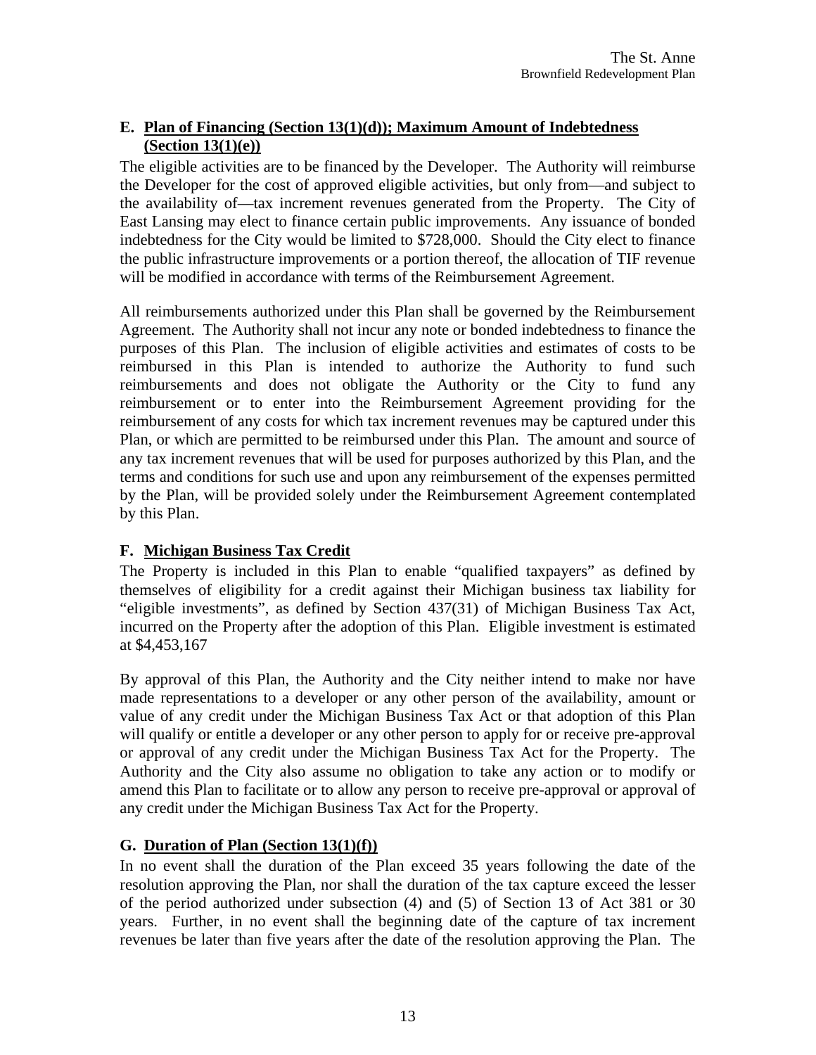## E. Plan of Financing (Section 13(1)(d)); Maximum Amount of Indebtedness (Section 13(1)(e))

The eligible activities are to be financed by the Developer. The Authority will reimburse the Developer for the cost of approved eligible activities, but only from—and subject to the availability of—tax increment revenues generated from the Property. The City of East Lansing may elect to finance certain public improvements. Any issuance of bonded indebtedness for the City would be limited to $728,000. Should the City elect to finance the public infrastructure improvements or a portion thereof, the allocation of TIF revenue will be modified in accordance with terms of the Reimbursement Agreement.

All reimbursements authorized under this Plan shall be governed by the Reimbursement Agreement. The Authority shall not incur any note or bonded indebtedness to finance the purposes of this Plan. The inclusion of eligible activities and estimates of costs to be reimbursed in this Plan is intended to authorize the Authority to fund such reimbursements and does not obligate the Authority or the City to fund any reimbursement or to enter into the Reimbursement Agreement providing for the reimbursement of any costs for which tax increment revenues may be captured under this Plan, or which are permitted to be reimbursed under this Plan. The amount and source of any tax increment revenues that will be used for purposes authorized by this Plan, and the terms and conditions for such use and upon any reimbursement of the expenses permitted by the Plan, will be provided solely under the Reimbursement Agreement contemplated by this Plan.

## F. Michigan Business Tax Credit

The Property is included in this Plan to enable "qualified taxpayers" as defined by themselves of eligibility for a credit against their Michigan business tax liability for "eligible investments", as defined by Section 437(31) of Michigan Business Tax Act, incurred on the Property after the adoption of this Plan. Eligible investment is estimated at $4,453,167

By approval of this Plan, the Authority and the City neither intend to make nor have made representations to a developer or any other person of the availability, amount or value of any credit under the Michigan Business Tax Act or that adoption of this Plan will qualify or entitle a developer or any other person to apply for or receive pre-approval or approval of any credit under the Michigan Business Tax Act for the Property. The Authority and the City also assume no obligation to take any action or to modify or amend this Plan to facilitate or to allow any person to receive pre-approval or approval of any credit under the Michigan Business Tax Act for the Property.

## G. Duration of Plan (Section 13(1)(f))

In no event shall the duration of the Plan exceed 35 years following the date of the resolution approving the Plan, nor shall the duration of the tax capture exceed the lesser of the period authorized under subsection (4) and (5) of Section 13 of Act 381 or 30 years. Further, in no event shall the beginning date of the capture of tax increment revenues be later than five years after the date of the resolution approving the Plan. The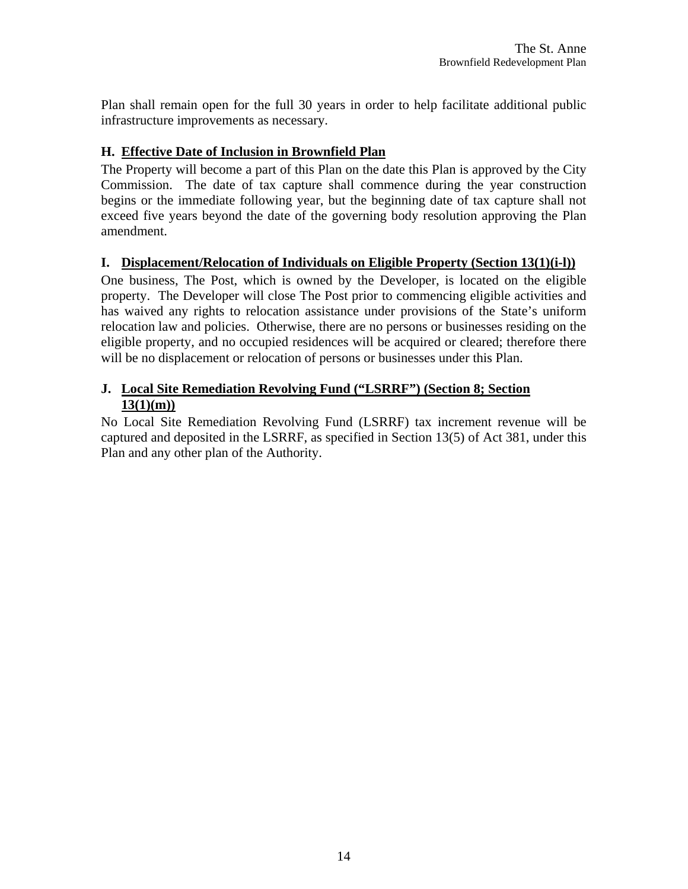Plan shall remain open for the full 30 years in order to help facilitate additional public infrastructure improvements as necessary.

### H. Effective Date of Inclusion in Brownfield Plan

The Property will become a part of this Plan on the date this Plan is approved by the City Commission. The date of tax capture shall commence during the year construction begins or the immediate following year, but the beginning date of tax capture shall not exceed five years beyond the date of the governing body resolution approving the Plan amendment.

### I. Displacement/Relocation of Individuals on Eligible Property (Section 13(1)(i-l))

One business, The Post, which is owned by the Developer, is located on the eligible property. The Developer will close The Post prior to commencing eligible activities and has waived any rights to relocation assistance under provisions of the State's uniform relocation law and policies. Otherwise, there are no persons or businesses residing on the eligible property, and no occupied residences will be acquired or cleared; therefore there will be no displacement or relocation of persons or businesses under this Plan.

### J. Local Site Remediation Revolving Fund ("LSRRF") (Section 8; Section 13(1)(m))

No Local Site Remediation Revolving Fund (LSRRF) tax increment revenue will be captured and deposited in the LSRRF, as specified in Section 13(5) of Act 381, under this Plan and any other plan of the Authority.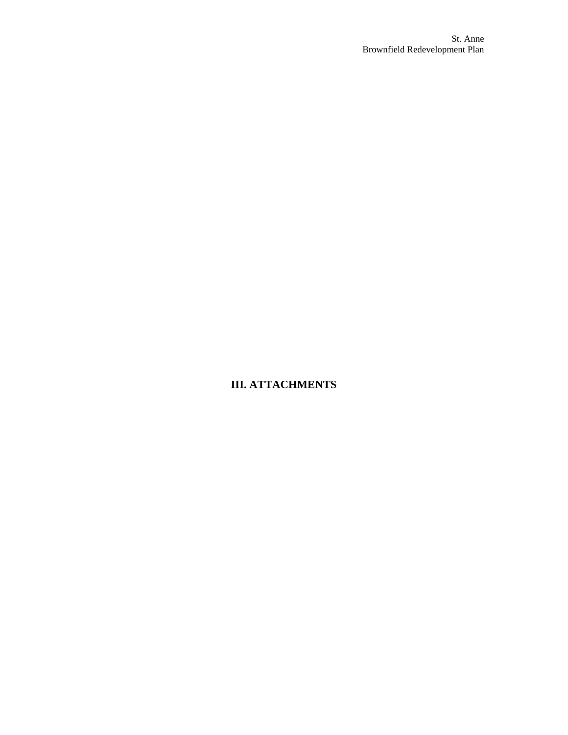# III. ATTACHMENTS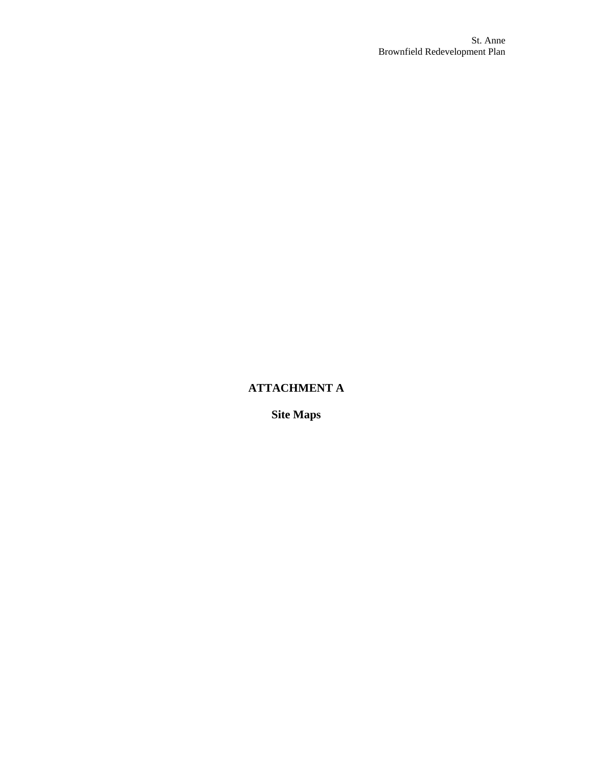# ATTACHMENT A

## Site Maps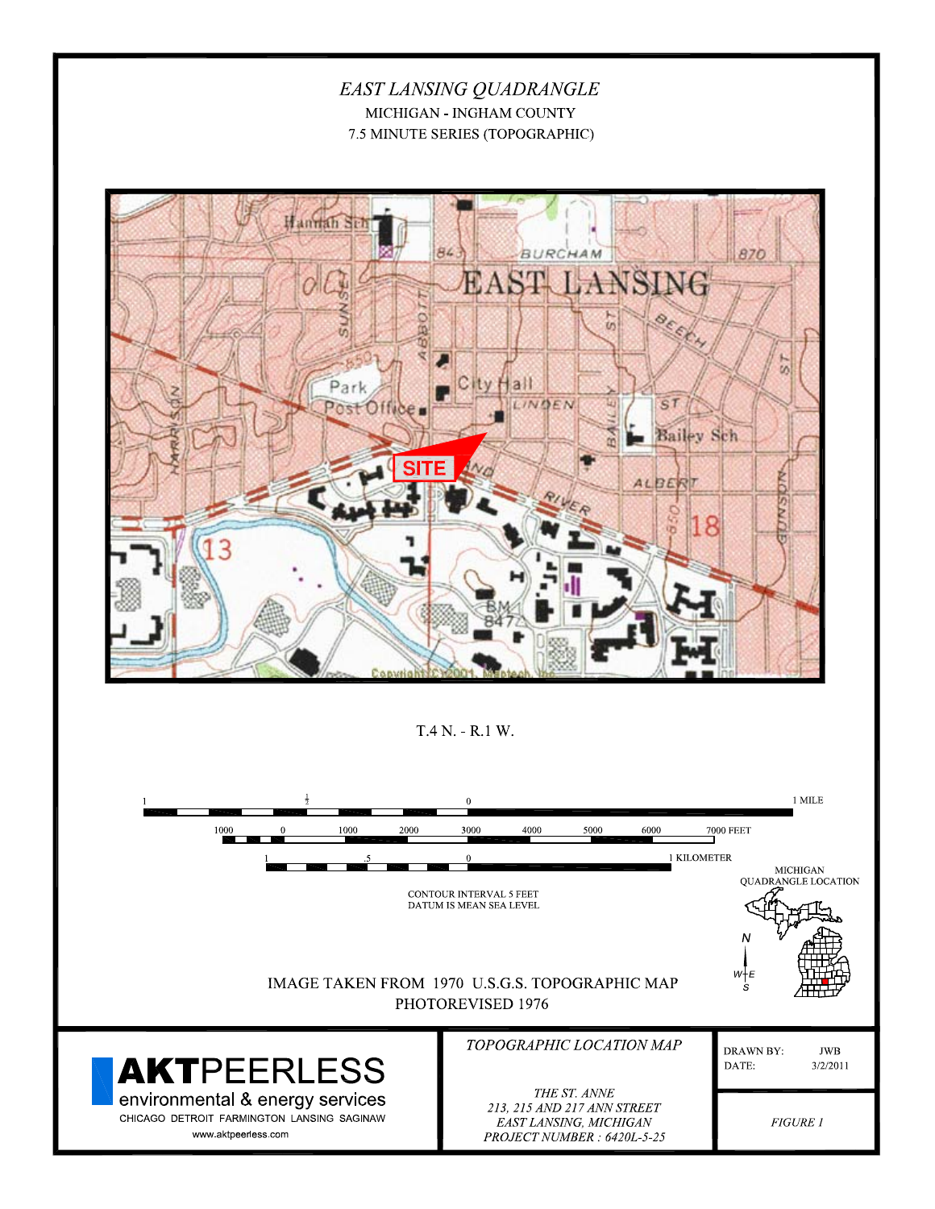# EAST LANSING QUADRANGLE

MICHIGAN - INGHAM COUNTY

7.5 MINUTE SERIES (TOPOGRAPHIC)

T.4 N. - R.1 W.

CONTOUR INTERVAL 5 FEET
DATUM IS MEAN SEA LEVEL

MICHIGAN QUADRANGLE LOCATION

IMAGE TAKEN FROM 1970 U.S.G.S. TOPOGRAPHIC MAP
PHOTOREVISED 1976

**AKT**PEERLESS
environmental & energy services
CHICAGO DETROIT FARMINGTON LANSING SAGINAW
www.aktpeerless.com

*TOPOGRAPHIC LOCATION MAP*

*THE ST. ANNE*
*213, 215 AND 217 ANN STREET*
*EAST LANSING, MICHIGAN*
*PROJECT NUMBER : 6420L-5-25*

DRAWN BY: JWB
DATE: 3/2/2011

*FIGURE 1*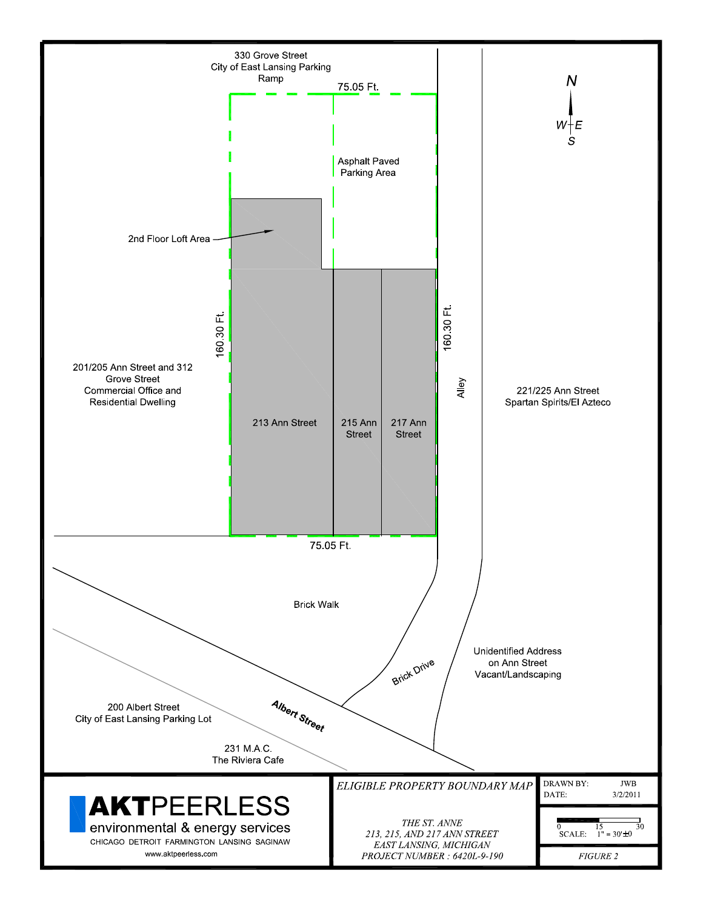330 Grove Street
City of East Lansing Parking Ramp

75.05 Ft.

N
W E
S

Asphalt Paved Parking Area

2nd Floor Loft Area

160.30 Ft.

160.30 Ft.

201/205 Ann Street and 312 Grove Street
Commercial Office and Residential Dwelling

213 Ann Street

215 Ann Street

217 Ann Street

Alley

221/225 Ann Street
Spartan Spirits/El Azteco

75.05 Ft.

Brick Walk

Brick Drive

Unidentified Address on Ann Street
Vacant/Landscaping

200 Albert Street
City of East Lansing Parking Lot

Albert Street

231 M.A.C.
The Riviera Cafe

**AKTPEERLESS**
environmental & energy services
CHICAGO DETROIT FARMINGTON LANSING SAGINAW
www.aktpeerless.com

*ELIGIBLE PROPERTY BOUNDARY MAP*

*THE ST. ANNE*
*213, 215, AND 217 ANN STREET*
*EAST LANSING, MICHIGAN*
*PROJECT NUMBER : 6420L-9-190*

DRAWN BY: JWB
DATE: 3/2/2011

0 15 30
SCALE: 1" = 30'±

*FIGURE 2*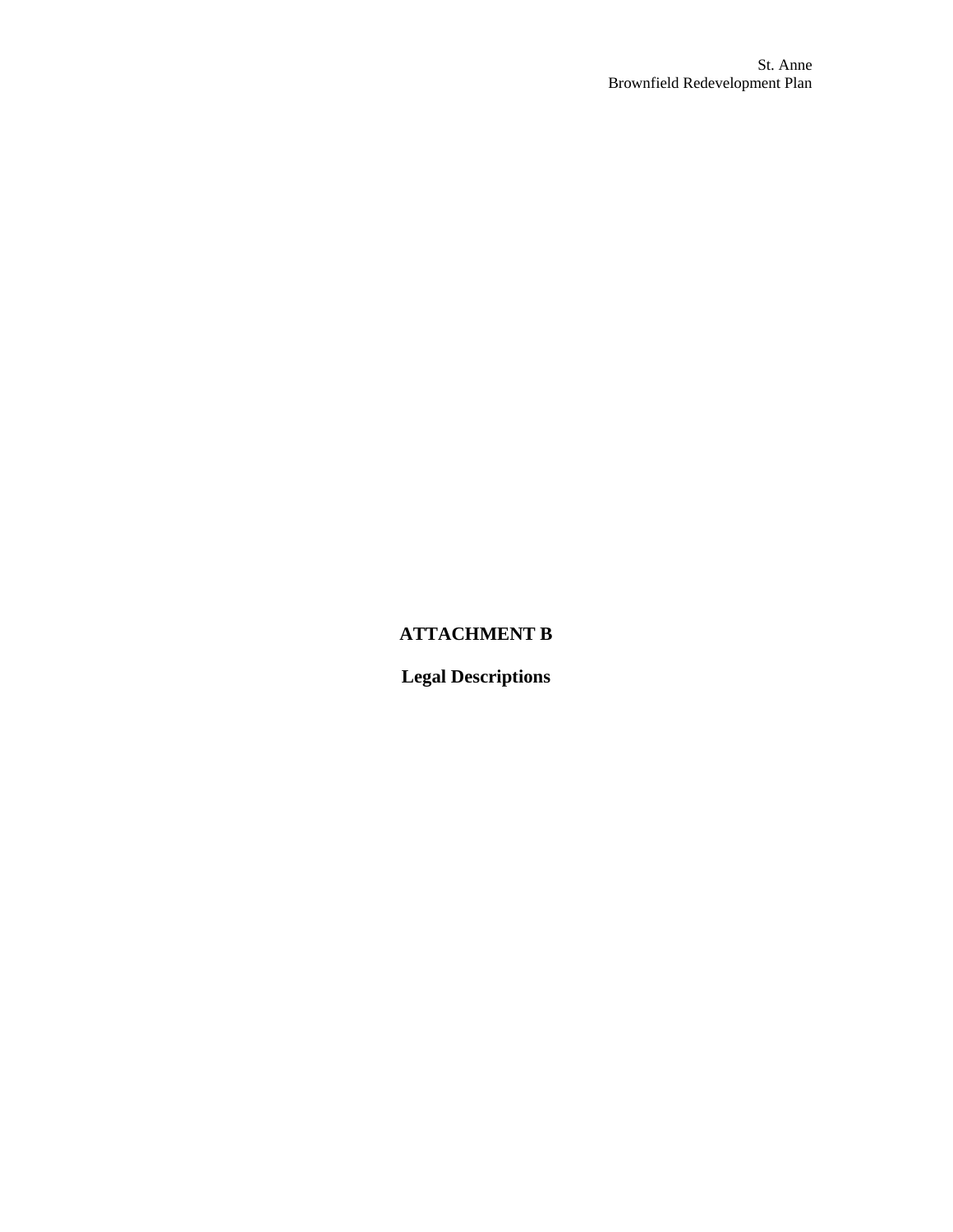# ATTACHMENT B

## Legal Descriptions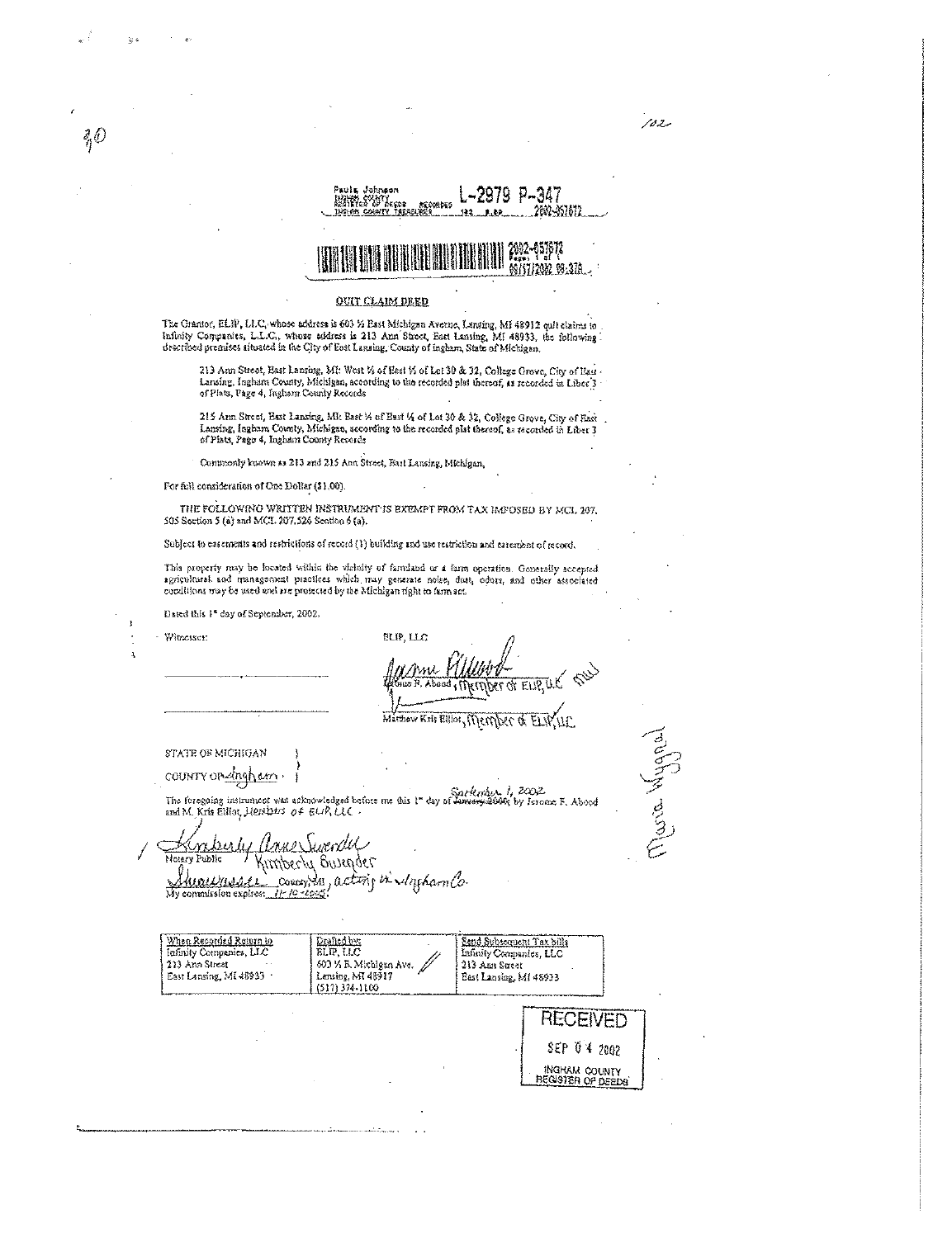Paula Johnson
INGHAM COUNTY
REGISTER OF DEEDS RECORDED
INGHAM COUNTY TREASURER

L-2979 P-347

2002-057672

2002-057672
Page: 1 of 1
09/17/2002 09:37A

## QUIT CLAIM DEED

The Grantor, ELIP, LLC, whose address is 603 ½ East Michigan Avenue, Lansing, MI 48912 quit claims to Infinity Companies, L.L.C., whose address is 213 Ann Street, East Lansing, MI 48933, the following described premises situated in the City of East Lansing, County of Ingham, State of Michigan.

> 213 Ann Street, East Lansing, MI: West ½ of East ½ of Lot 30 & 32, College Grove, City of East Lansing, Ingham County, Michigan, according to the recorded plat thereof, as recorded in Liber 3 of Plats, Page 4, Ingham County Records
>
> 215 Ann Street, East Lansing, MI: East ¼ of East ½ of Lot 30 & 32, College Grove, City of East Lansing, Ingham County, Michigan, according to the recorded plat thereof, as recorded in Liber 3 of Plats, Page 4, Ingham County Records
>
> Commonly known as 213 and 215 Ann Street, East Lansing, Michigan,

For full consideration of One Dollar ($1.00).

THE FOLLOWING WRITTEN INSTRUMENT IS EXEMPT FROM TAX IMPOSED BY MCL 207.505 Section 5 (a) and MCL 207.526 Section 6 (a).

Subject to easements and restrictions of record (1) building and use restriction and easement of record.

This property may be located within the vicinity of farmland or a farm operation. Generally accepted agricultural and management practices which may generate noise, dust, odors, and other associated conditions may be used and are protected by the Michigan right to farm act.

Dated this 1st day of September, 2002.

Witnesses:

ELIP, LLC

Jerome F. Abood, Member of ELIP, LLC

Matthew Kris Elliot, Member of ELIP, LLC

STATE OF MICHIGAN
COUNTY OF Ingham

The foregoing instrument was acknowledged before me this 1st day of ~~January 2000~~ September 1, 2002 by Jerome F. Abood and M. Kris Elliot, Members of ELIP, LLC.

Kimberly Anne Swerder
Notary Public Kimberly Swegder
Shiawassee County, MI, acting in Ingham Co.
My commission expires: 11-10-2005

| When Recorded Return to | Drafted by: | Send Subsequent Tax bills |
|---|---|---|
| Infinity Companies, LLC<br>213 Ann Street<br>East Lansing, MI 48933 | ELIP, LLC<br>603 ½ E. Michigan Ave.<br>Lansing, MI 48917<br>(517) 374-1100 | Infinity Companies, LLC<br>213 Ann Street<br>East Lansing, MI 48933 |

RECEIVED
SEP 04 2002
INGHAM COUNTY
REGISTER OF DEEDS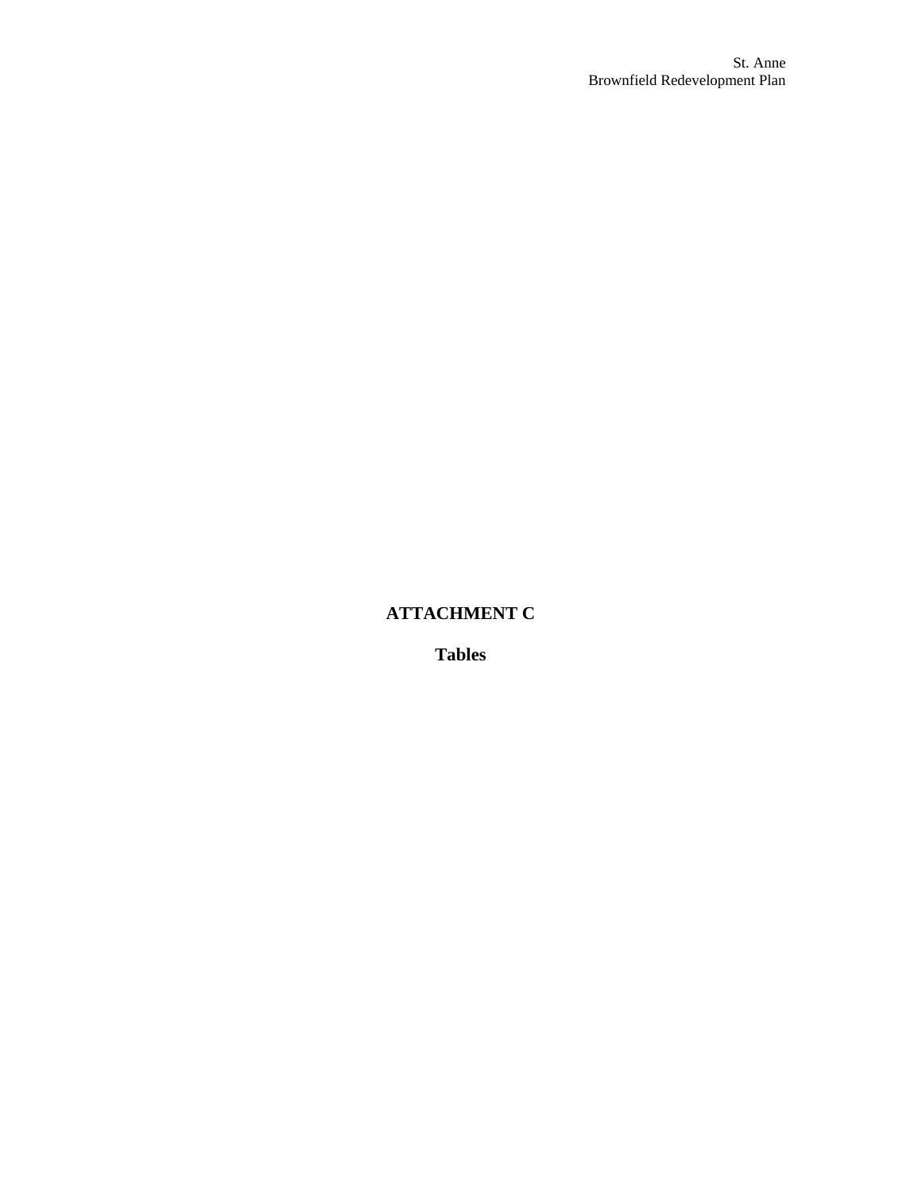# ATTACHMENT C

## Tables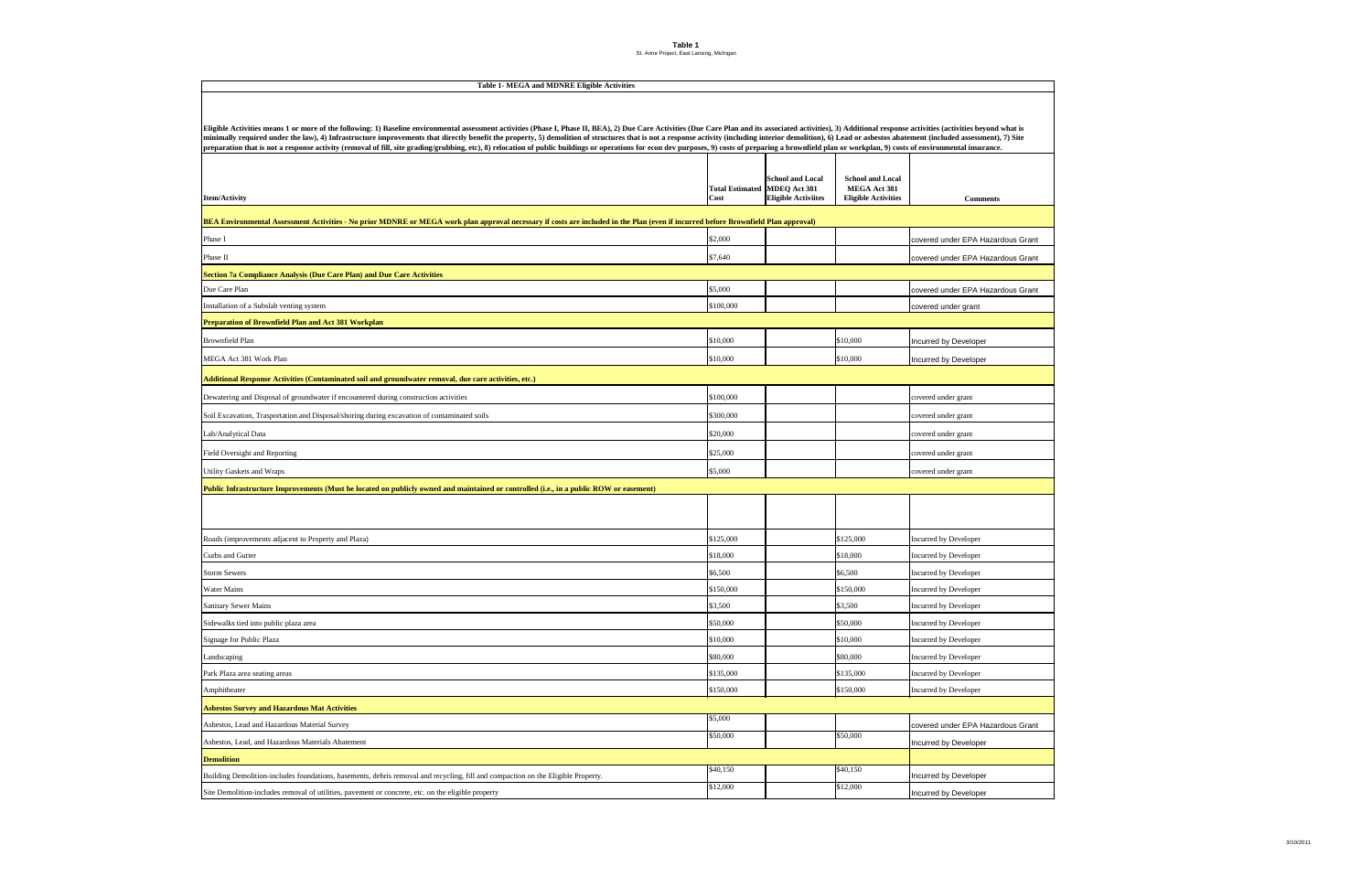**Table 1**
St. Anne Project, East Lansing, Michigan

| Table 1- MEGA and MDNRE Eligible Activities | | | | |
|---|---|---|---|---|
| Eligible Activities means 1 or more of the following: 1) Baseline environmental assessment activities (Phase I, Phase II, BEA), 2) Due Care Activities (Due Care Plan and its associated activities), 3) Additional response activities (activities beyond what is minimally required under the law), 4) Infrastructure improvements that directly benefit the property, 5) demolition of structures that is not a response activity (including interior demolition), 6) Lead or asbestos abatement (included assessment), 7) Site preparation that is not a response activity (removal of fill, site grading/grubbing, etc), 8) relocation of public buildings or operations for econ dev purposes, 9) costs of preparing a brownfield plan or workplan, 9) costs of environmental insurance. | | | | |
| **Item/Activity** | **Total Estimated Cost** | **School and Local MDEQ Act 381 Eligible Activiites** | **School and Local MEGA Act 381 Eligible Activities** | **Comments** |
| **BEA Environmental Assessment Activities - No prior MDNRE or MEGA work plan approval necessary if costs are included in the Plan (even if incurred before Brownfield Plan approval)** | | | | |
| Phase I | $2,000 | | | covered under EPA Hazardous Grant |
| Phase II | $7,640 | | | covered under EPA Hazardous Grant |
| **Section 7a Compliance Analysis (Due Care Plan) and Due Care Activities** | | | | |
| Due Care Plan | $5,000 | | | covered under EPA Hazardous Grant |
| Installation of a Subslab venting system | $100,000 | | | covered under grant |
| **Preparation of Brownfield Plan and Act 381 Workplan** | | | | |
| Brownfield Plan | $10,000 | | $10,000 | Incurred by Developer |
| MEGA Act 381 Work Plan | $10,000 | | $10,000 | Incurred by Developer |
| **Additional Response Activities (Contaminated soil and groundwater removal, due care activities, etc.)** | | | | |
| Dewatering and Disposal of groundwater if encountered during construction activities | $100,000 | | | covered under grant |
| Soil Excavation, Trasportation and Disposal/shoring during excavation of contaminated soils | $300,000 | | | covered under grant |
| Lab/Analytical Data | $20,000 | | | covered under grant |
| Field Oversight and Reporting | $25,000 | | | covered under grant |
| Utility Gaskets and Wraps | $5,000 | | | covered under grant |
| **Public Infrastructure Improvements (Must be located on publicly owned and maintained or controlled (i.e., in a public ROW or easement)** | | | | |
| | | | | |
| Roads (improvements adjacent to Property and Plaza) | $125,000 | | $125,000 | Incurred by Developer |
| Curbs and Gutter | $18,000 | | $18,000 | Incurred by Developer |
| Storm Sewers | $6,500 | | $6,500 | Incurred by Developer |
| Water Mains | $150,000 | | $150,000 | Incurred by Developer |
| Sanitary Sewer Mains | $3,500 | | $3,500 | Incurred by Developer |
| Sidewalks tied into public plaza area | $50,000 | | $50,000 | Incurred by Developer |
| Signage for Public Plaza | $10,000 | | $10,000 | Incurred by Developer |
| Landscaping | $80,000 | | $80,000 | Incurred by Developer |
| Park Plaza area seating areas | $135,000 | | $135,000 | Incurred by Developer |
| Amphitheater | $150,000 | | $150,000 | Incurred by Developer |
| **Asbestos Survey and Hazardous Mat Activities** | | | | |
| Asbestos, Lead and Hazardous Material Survey | $5,000 | | | covered under EPA Hazardous Grant |
| Asbestos, Lead, and Hazardous Materials Abatement | $50,000 | | $50,000 | Incurred by Developer |
| **Demolition** | | | | |
| Building Demolition-includes foundations, basements, debris removal and recycling, fill and compaction on the Eligible Property. | $40,150 | | $40,150 | Incurred by Developer |
| Site Demolition-includes removal of utilities, pavement or concrete, etc. on the eligible property | $12,000 | | $12,000 | Incurred by Developer |

3/10/2011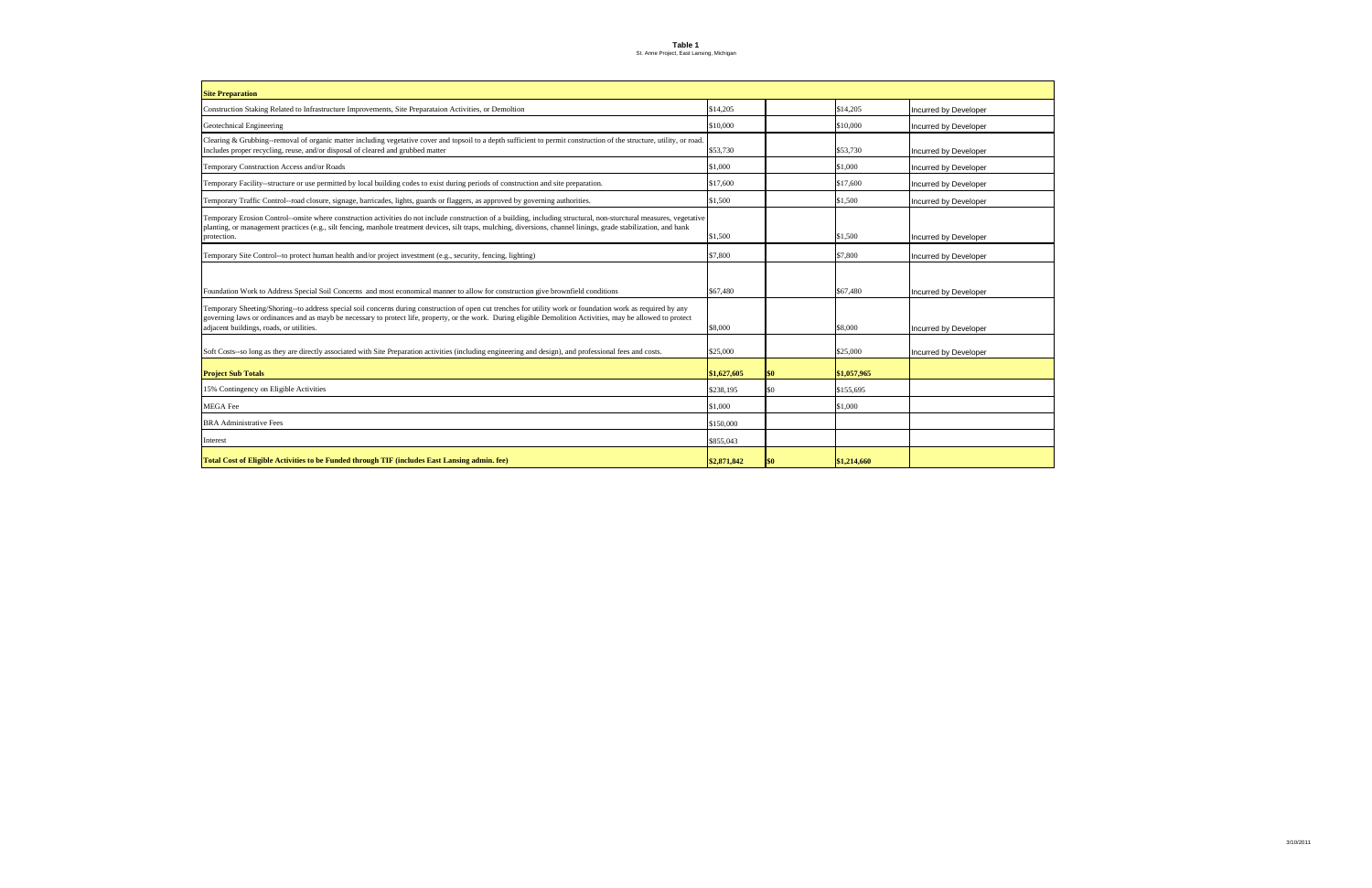**Table 1**

St. Anne Project, East Lansing, Michigan

| Site Preparation | | | | |
|---|---|---|---|---|
| Construction Staking Related to Infrastructure Improvements, Site Preparataion Activities, or Demoltion | $14,205 | | $14,205 | Incurred by Developer |
| Geotechnical Engineering | $10,000 | | $10,000 | Incurred by Developer |
| Clearing & Grubbing--removal of organic matter including vegetative cover and topsoil to a depth sufficient to permit construction of the structure, utility, or road. Includes proper recycling, reuse, and/or disposal of cleared and grubbed matter | $53,730 | | $53,730 | Incurred by Developer |
| Temporary Construction Access and/or Roads | $1,000 | | $1,000 | Incurred by Developer |
| Temporary Facility--structure or use permitted by local building codes to exist during periods of construction and site preparation. | $17,600 | | $17,600 | Incurred by Developer |
| Temporary Traffic Control--road closure, signage, barricades, lights, guards or flaggers, as approved by governing authorities. | $1,500 | | $1,500 | Incurred by Developer |
| Temporary Erosion Control--onsite where construction activities do not include construction of a building, including structural, non-sturctural measures, vegetative planting, or management practices (e.g., silt fencing, manhole treatment devices, silt traps, mulching, diversions, channel linings, grade stabilization, and bank protection. | $1,500 | | $1,500 | Incurred by Developer |
| Temporary Site Control--to protect human health and/or project investment (e.g., security, fencing, lighting) | $7,800 | | $7,800 | Incurred by Developer |
| Foundation Work to Address Special Soil Concerns and most economical manner to allow for construction give brownfield conditions | $67,480 | | $67,480 | Incurred by Developer |
| Temporary Sheeting/Shoring--to address special soil concerns during construction of open cut trenches for utility work or foundation work as required by any governing laws or ordinances and as mayb be necessary to protect life, property, or the work. During eligible Demolition Activities, may be allowed to protect adjacent buildings, roads, or utilities. | $8,000 | | $8,000 | Incurred by Developer |
| Soft Costs--so long as they are directly associated with Site Preparation activities (including engineering and design), and professional fees and costs. | $25,000 | | $25,000 | Incurred by Developer |
| **Project Sub Totals** | **$1,627,605** | **$0** | **$1,057,965** | |
| 15% Contingency on Eligible Activities | $238,195 | $0 | $155,695 | |
| MEGA Fee | $1,000 | | $1,000 | |
| BRA Administrative Fees | $150,000 | | | |
| Interest | $855,043 | | | |
| **Total Cost of Eligible Activities to be Funded through TIF (includes East Lansing admin. fee)** | **$2,871,842** | **$0** | **$1,214,660** | |

3/10/2011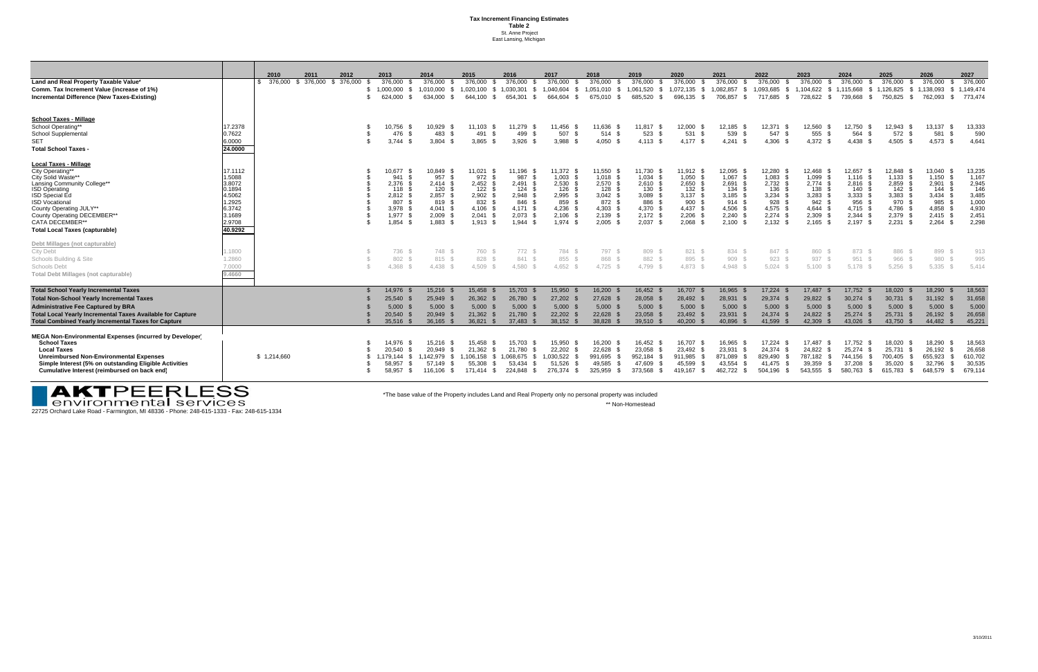# Tax Increment Financing Estimates

**Table 2**

St. Anne Project

East Lansing, Michigan

| | | 2010 | 2011 | 2012 | 2013 | 2014 | 2015 | 2016 | 2017 | 2018 | 2019 | 2020 | 2021 | 2022 | 2023 | 2024 | 2025 | 2026 | 2027 |
|---|---|---|---|---|---|---|---|---|---|---|---|---|---|---|---|---|---|---|---|
| **Land and Real Property Taxable Value*** | | $ 376,000 | $ 376,000 | $ 376,000 | $ 376,000 | $ 376,000 | $ 376,000 | $ 376,000 | $ 376,000 | $ 376,000 | $ 376,000 | $ 376,000 | $ 376,000 | $ 376,000 | $ 376,000 | $ 376,000 | $ 376,000 | $ 376,000 | $ 376,000 |
| **Comm. Tax Increment Value (increase of 1%)** | | | | | $ 1,000,000 | $ 1,010,000 | $ 1,020,100 | $ 1,030,301 | $ 1,040,604 | $ 1,051,010 | $ 1,061,520 | $ 1,072,135 | $ 1,082,857 | $ 1,093,685 | $ 1,104,622 | $ 1,115,668 | $ 1,126,825 | $ 1,138,093 | $ 1,149,474 |
| **Incremental Difference (New Taxes-Existing)** | | | | | $ 624,000 | $ 634,000 | $ 644,100 | $ 654,301 | $ 664,604 | $ 675,010 | $ 685,520 | $ 696,135 | $ 706,857 | $ 717,685 | $ 728,622 | $ 739,668 | $ 750,825 | $ 762,093 | $ 773,474 |
| **School Taxes - Millage** | | | | | | | | | | | | | | | | | | | |
| School Operating** | 17.2378 | | | | $ 10,756 | $ 10,929 | $ 11,103 | $ 11,279 | $ 11,456 | $ 11,636 | $ 11,817 | $ 12,000 | $ 12,185 | $ 12,371 | $ 12,560 | $ 12,750 | $ 12,943 | $ 13,137 | $ 13,333 |
| School Supplemental | 0.7622 | | | | $ 476 | $ 483 | $ 491 | $ 499 | $ 507 | $ 514 | $ 523 | $ 531 | $ 539 | $ 547 | $ 555 | $ 564 | $ 572 | $ 581 | $ 590 |
| SET | 6.0000 | | | | $ 3,744 | $ 3,804 | $ 3,865 | $ 3,926 | $ 3,988 | $ 4,050 | $ 4,113 | $ 4,177 | $ 4,241 | $ 4,306 | $ 4,372 | $ 4,438 | $ 4,505 | $ 4,573 | $ 4,641 |
| **Total School Taxes -** | **24.0000** | | | | | | | | | | | | | | | | | | |
| **Local Taxes - Millage** | | | | | | | | | | | | | | | | | | | |
| City Operating** | 17.1112 | | | | $ 10,677 | $ 10,849 | $ 11,021 | $ 11,196 | $ 11,372 | $ 11,550 | $ 11,730 | $ 11,912 | $ 12,095 | $ 12,280 | $ 12,468 | $ 12,657 | $ 12,848 | $ 13,040 | $ 13,235 |
| City Solid Waste** | 1.5088 | | | | $ 941 | $ 957 | $ 972 | $ 987 | $ 1,003 | $ 1,018 | $ 1,034 | $ 1,050 | $ 1,067 | $ 1,083 | $ 1,099 | $ 1,116 | $ 1,133 | $ 1,150 | $ 1,167 |
| Lansing Community College** | 3.8072 | | | | $ 2,376 | $ 2,414 | $ 2,452 | $ 2,491 | $ 2,530 | $ 2,570 | $ 2,610 | $ 2,650 | $ 2,691 | $ 2,732 | $ 2,774 | $ 2,816 | $ 2,859 | $ 2,901 | $ 2,945 |
| ISD Operating | 0.1894 | | | | $ 118 | $ 120 | $ 122 | $ 124 | $ 126 | $ 128 | $ 130 | $ 132 | $ 134 | $ 136 | $ 138 | $ 140 | $ 142 | $ 144 | $ 146 |
| ISD Special Ed | 4.5062 | | | | $ 2,812 | $ 2,857 | $ 2,902 | $ 2,948 | $ 2,995 | $ 3,042 | $ 3,089 | $ 3,137 | $ 3,185 | $ 3,234 | $ 3,283 | $ 3,333 | $ 3,383 | $ 3,434 | $ 3,485 |
| ISD Vocational | 1.2925 | | | | $ 807 | $ 819 | $ 832 | $ 846 | $ 859 | $ 872 | $ 886 | $ 900 | $ 914 | $ 928 | $ 942 | $ 956 | $ 970 | $ 985 | $ 1,000 |
| County Operating JULY** | 6.3742 | | | | $ 3,978 | $ 4,041 | $ 4,106 | $ 4,171 | $ 4,236 | $ 4,303 | $ 4,370 | $ 4,437 | $ 4,506 | $ 4,575 | $ 4,644 | $ 4,715 | $ 4,786 | $ 4,858 | $ 4,930 |
| County Operating DECEMBER** | 3.1689 | | | | $ 1,977 | $ 2,009 | $ 2,041 | $ 2,073 | $ 2,106 | $ 2,139 | $ 2,172 | $ 2,206 | $ 2,240 | $ 2,274 | $ 2,309 | $ 2,344 | $ 2,379 | $ 2,415 | $ 2,451 |
| CATA DECEMBER** | 2.9708 | | | | $ 1,854 | $ 1,883 | $ 1,913 | $ 1,944 | $ 1,974 | $ 2,005 | $ 2,037 | $ 2,068 | $ 2,100 | $ 2,132 | $ 2,165 | $ 2,197 | $ 2,231 | $ 2,264 | $ 2,298 |
| **Total Local Taxes (capturable)** | **40.9292** | | | | | | | | | | | | | | | | | | |
| Debt Millages (not capturable) | | | | | | | | | | | | | | | | | | | |
| City Debt | 1.1800 | | | | $ 736 | $ 748 | $ 760 | $ 772 | $ 784 | $ 797 | $ 809 | $ 821 | $ 834 | $ 847 | $ 860 | $ 873 | $ 886 | $ 899 | $ 913 |
| Schools Building & Site | 1.2860 | | | | $ 802 | $ 815 | $ 828 | $ 841 | $ 855 | $ 868 | $ 882 | $ 895 | $ 909 | $ 923 | $ 937 | $ 951 | $ 966 | $ 980 | $ 995 |
| Schools Debt | 7.0000 | | | | $ 4,368 | $ 4,438 | $ 4,509 | $ 4,580 | $ 4,652 | $ 4,725 | $ 4,799 | $ 4,873 | $ 4,948 | $ 5,024 | $ 5,100 | $ 5,178 | $ 5,256 | $ 5,335 | $ 5,414 |
| Total Debt Millages (not capturable) | 9.4660 | | | | | | | | | | | | | | | | | | |
| **Total School Yearly Incremental Taxes** | | | | | $ 14,976 | $ 15,216 | $ 15,458 | $ 15,703 | $ 15,950 | $ 16,200 | $ 16,452 | $ 16,707 | $ 16,965 | $ 17,224 | $ 17,487 | $ 17,752 | $ 18,020 | $ 18,290 | $ 18,563 |
| **Total Non-School Yearly Incremental Taxes** | | | | | $ 25,540 | $ 25,949 | $ 26,362 | $ 26,780 | $ 27,202 | $ 27,628 | $ 28,058 | $ 28,492 | $ 28,931 | $ 29,374 | $ 29,822 | $ 30,274 | $ 30,731 | $ 31,192 | $ 31,658 |
| **Administrative Fee Captured by BRA** | | | | | $ 5,000 | $ 5,000 | $ 5,000 | $ 5,000 | $ 5,000 | $ 5,000 | $ 5,000 | $ 5,000 | $ 5,000 | $ 5,000 | $ 5,000 | $ 5,000 | $ 5,000 | $ 5,000 | $ 5,000 |
| **Total Local Yearly Incremental Taxes Available for Capture** | | | | | $ 20,540 | $ 20,949 | $ 21,362 | $ 21,780 | $ 22,202 | $ 22,628 | $ 23,058 | $ 23,492 | $ 23,931 | $ 24,374 | $ 24,822 | $ 25,274 | $ 25,731 | $ 26,192 | $ 26,658 |
| **Total Combined Yearly Incremental Taxes for Capture** | | | | | $ 35,516 | $ 36,165 | $ 36,821 | $ 37,483 | $ 38,152 | $ 38,828 | $ 39,510 | $ 40,200 | $ 40,896 | $ 41,599 | $ 42,309 | $ 43,026 | $ 43,750 | $ 44,482 | $ 45,221 |
| **MEGA Non-Environmental Expenses (incurred by Developer)** | | | | | | | | | | | | | | | | | | | |
| **School Taxes** | | | | | $ 14,976 | $ 15,216 | $ 15,458 | $ 15,703 | $ 15,950 | $ 16,200 | $ 16,452 | $ 16,707 | $ 16,965 | $ 17,224 | $ 17,487 | $ 17,752 | $ 18,020 | $ 18,290 | $ 18,563 |
| **Local Taxes** | | | | | $ 20,540 | $ 20,949 | $ 21,362 | $ 21,780 | $ 22,202 | $ 22,628 | $ 23,058 | $ 23,492 | $ 23,931 | $ 24,374 | $ 24,822 | $ 25,274 | $ 25,731 | $ 26,192 | $ 26,658 |
| **Unreimbursed Non-Environmental Expenses** | | $ 1,214,660 | | | $ 1,179,144 | $ 1,142,979 | $ 1,106,158 | $ 1,068,675 | $ 1,030,522 | $ 991,695 | $ 952,184 | $ 911,985 | $ 871,089 | $ 829,490 | $ 787,182 | $ 744,156 | $ 700,405 | $ 655,923 | $ 610,702 |
| **Simple Interest (5% on outstanding Eligible Activities)** | | | | | $ 58,957 | $ 57,149 | $ 55,308 | $ 53,434 | $ 51,526 | $ 49,585 | $ 47,609 | $ 45,599 | $ 43,554 | $ 41,475 | $ 39,359 | $ 37,208 | $ 35,020 | $ 32,796 | $ 30,535 |
| **Cumulative Interest (reimbursed on back end)** | | | | | $ 58,957 | $ 116,106 | $ 171,414 | $ 224,848 | $ 276,374 | $ 325,959 | $ 373,568 | $ 419,167 | $ 462,722 | $ 504,196 | $ 543,555 | $ 580,763 | $ 615,783 | $ 648,579 | $ 679,114 |

*The base value of the Property includes Land and Real Property only no personal property was included

** Non-Homestead

**AKT PEERLESS** environmental services

22725 Orchard Lake Road - Farmington, MI 48336 - Phone: 248-615-1333 - Fax: 248-615-1334

3/10/2011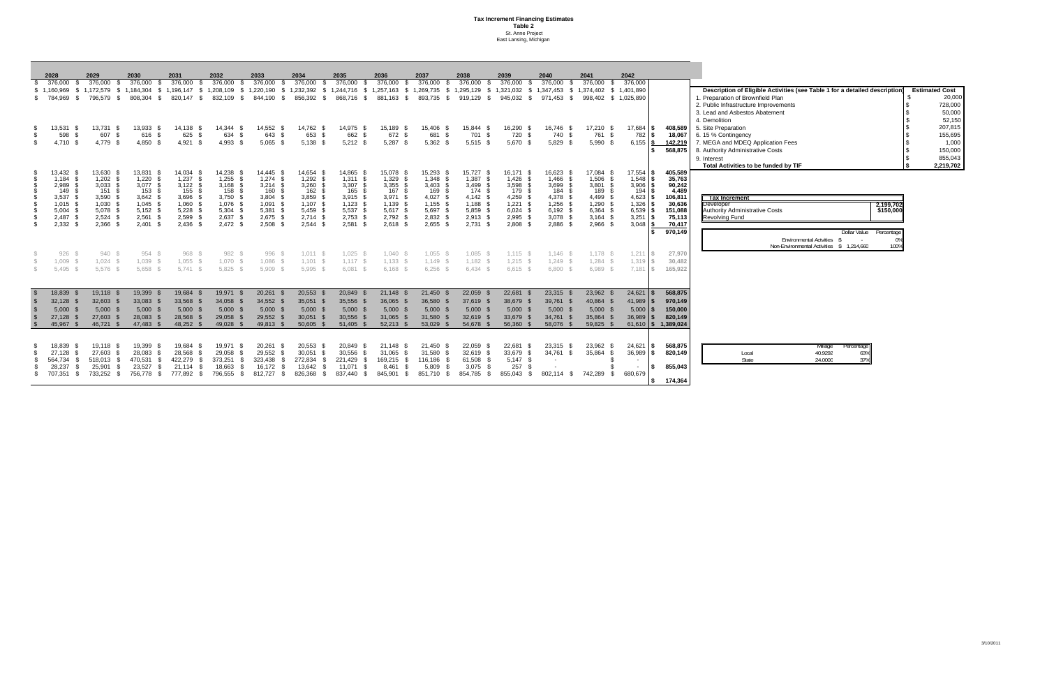**Tax Increment Financing Estimates**
**Table 2**
St. Anne Project
East Lansing, Michigan

| 2028 | 2029 | 2030 | 2031 | 2032 | 2033 | 2034 | 2035 | 2036 | 2037 | 2038 | 2039 | 2040 | 2041 | 2042 | |
|---|---|---|---|---|---|---|---|---|---|---|---|---|---|---|---|
| $ 376,000 | $ 376,000 | $ 376,000 | $ 376,000 | $ 376,000 | $ 376,000 | $ 376,000 | $ 376,000 | $ 376,000 | $ 376,000 | $ 376,000 | $ 376,000 | $ 376,000 | $ 376,000 | $ 376,000 | |
| $ 1,160,969 | $ 1,172,579 | $ 1,184,304 | $ 1,196,147 | $ 1,208,109 | $ 1,220,190 | $ 1,232,392 | $ 1,244,716 | $ 1,257,163 | $ 1,269,735 | $ 1,295,129 | $ 1,321,032 | $ 1,347,453 | $ 1,374,402 | $ 1,401,890 | |
| $ 784,969 | $ 796,579 | $ 808,304 | $ 820,147 | $ 832,109 | $ 844,190 | $ 856,392 | $ 868,716 | $ 881,163 | $ 893,735 | $ 919,129 | $ 945,032 | $ 971,453 | $ 998,402 | $ 1,025,890 | |
| | | | | | | | | | | | | | | | |
| $ 13,531 | $ 13,731 | $ 13,933 | $ 14,138 | $ 14,344 | $ 14,552 | $ 14,762 | $ 14,975 | $ 15,189 | $ 15,406 | $ 15,844 | $ 16,290 | $ 16,746 | $ 17,210 | $ 17,684 | $ 408,589 |
| $ 598 | $ 607 | $ 616 | $ 625 | $ 634 | $ 643 | $ 653 | $ 662 | $ 672 | $ 681 | $ 701 | $ 720 | $ 740 | $ 761 | $ 782 | $ 18,067 |
| $ 4,710 | $ 4,779 | $ 4,850 | $ 4,921 | $ 4,993 | $ 5,065 | $ 5,138 | $ 5,212 | $ 5,287 | $ 5,362 | $ 5,515 | $ 5,670 | $ 5,829 | $ 5,990 | $ 6,155 | $ 142,219 |
| | | | | | | | | | | | | | | | $ 568,875 |
| | | | | | | | | | | | | | | | |
| $ 13,432 | $ 13,630 | $ 13,831 | $ 14,034 | $ 14,238 | $ 14,445 | $ 14,654 | $ 14,865 | $ 15,078 | $ 15,293 | $ 15,727 | $ 16,171 | $ 16,623 | $ 17,084 | $ 17,554 | $ 405,589 |
| $ 1,184 | $ 1,202 | $ 1,220 | $ 1,237 | $ 1,255 | $ 1,274 | $ 1,292 | $ 1,311 | $ 1,329 | $ 1,348 | $ 1,387 | $ 1,426 | $ 1,466 | $ 1,506 | $ 1,548 | $ 35,763 |
| $ 2,989 | $ 3,033 | $ 3,077 | $ 3,122 | $ 3,168 | $ 3,214 | $ 3,260 | $ 3,307 | $ 3,355 | $ 3,403 | $ 3,499 | $ 3,598 | $ 3,699 | $ 3,801 | $ 3,906 | $ 90,242 |
| $ 149 | $ 151 | $ 153 | $ 155 | $ 158 | $ 160 | $ 162 | $ 165 | $ 167 | $ 169 | $ 174 | $ 179 | $ 184 | $ 189 | $ 194 | $ 4,489 |
| $ 3,537 | $ 3,590 | $ 3,642 | $ 3,696 | $ 3,750 | $ 3,804 | $ 3,859 | $ 3,915 | $ 3,971 | $ 4,027 | $ 4,142 | $ 4,259 | $ 4,378 | $ 4,499 | $ 4,623 | $ 106,811 |
| $ 1,015 | $ 1,030 | $ 1,045 | $ 1,060 | $ 1,076 | $ 1,091 | $ 1,107 | $ 1,123 | $ 1,139 | $ 1,155 | $ 1,188 | $ 1,221 | $ 1,256 | $ 1,290 | $ 1,326 | $ 30,636 |
| $ 5,004 | $ 5,078 | $ 5,152 | $ 5,228 | $ 5,304 | $ 5,381 | $ 5,459 | $ 5,537 | $ 5,617 | $ 5,697 | $ 5,859 | $ 6,024 | $ 6,192 | $ 6,364 | $ 6,539 | $ 151,088 |
| $ 2,487 | $ 2,524 | $ 2,561 | $ 2,599 | $ 2,637 | $ 2,675 | $ 2,714 | $ 2,753 | $ 2,792 | $ 2,832 | $ 2,913 | $ 2,995 | $ 3,078 | $ 3,164 | $ 3,251 | $ 75,113 |
| $ 2,332 | $ 2,366 | $ 2,401 | $ 2,436 | $ 2,472 | $ 2,508 | $ 2,544 | $ 2,581 | $ 2,618 | $ 2,655 | $ 2,731 | $ 2,808 | $ 2,886 | $ 2,966 | $ 3,048 | $ 70,417 |
| | | | | | | | | | | | | | | | $ 970,149 |
| | | | | | | | | | | | | | | | |
| $ 926 | $ 940 | $ 954 | $ 968 | $ 982 | $ 996 | $ 1,011 | $ 1,025 | $ 1,040 | $ 1,055 | $ 1,085 | $ 1,115 | $ 1,146 | $ 1,178 | $ 1,211 | $ 27,970 |
| $ 1,009 | $ 1,024 | $ 1,039 | $ 1,055 | $ 1,070 | $ 1,086 | $ 1,101 | $ 1,117 | $ 1,133 | $ 1,149 | $ 1,182 | $ 1,215 | $ 1,249 | $ 1,284 | $ 1,319 | $ 30,482 |
| $ 5,495 | $ 5,576 | $ 5,658 | $ 5,741 | $ 5,825 | $ 5,909 | $ 5,995 | $ 6,081 | $ 6,168 | $ 6,256 | $ 6,434 | $ 6,615 | $ 6,800 | $ 6,989 | $ 7,181 | $ 165,922 |
| | | | | | | | | | | | | | | | |
| $ 18,839 | $ 19,118 | $ 19,399 | $ 19,684 | $ 19,971 | $ 20,261 | $ 20,553 | $ 20,849 | $ 21,148 | $ 21,450 | $ 22,059 | $ 22,681 | $ 23,315 | $ 23,962 | $ 24,621 | $ 568,875 |
| $ 32,128 | $ 32,603 | $ 33,083 | $ 33,568 | $ 34,058 | $ 34,552 | $ 35,051 | $ 35,556 | $ 36,065 | $ 36,580 | $ 37,619 | $ 38,679 | $ 39,761 | $ 40,864 | $ 41,989 | $ 970,149 |
| $ 5,000 | $ 5,000 | $ 5,000 | $ 5,000 | $ 5,000 | $ 5,000 | $ 5,000 | $ 5,000 | $ 5,000 | $ 5,000 | $ 5,000 | $ 5,000 | $ 5,000 | $ 5,000 | $ 5,000 | $ 150,000 |
| $ 27,128 | $ 27,603 | $ 28,083 | $ 28,568 | $ 29,058 | $ 29,552 | $ 30,051 | $ 30,556 | $ 31,065 | $ 31,580 | $ 32,619 | $ 33,679 | $ 34,761 | $ 35,864 | $ 36,989 | $ 820,149 |
| $ 45,967 | $ 46,721 | $ 47,483 | $ 48,252 | $ 49,028 | $ 49,813 | $ 50,605 | $ 51,405 | $ 52,213 | $ 53,029 | $ 54,678 | $ 56,360 | $ 58,076 | $ 59,825 | $ 61,610 | $ 1,389,024 |
| | | | | | | | | | | | | | | | |
| $ 18,839 | $ 19,118 | $ 19,399 | $ 19,684 | $ 19,971 | $ 20,261 | $ 20,553 | $ 20,849 | $ 21,148 | $ 21,450 | $ 22,059 | $ 22,681 | $ 23,315 | $ 23,962 | $ 24,621 | $ 568,875 |
| $ 27,128 | $ 27,603 | $ 28,083 | $ 28,568 | $ 29,058 | $ 29,552 | $ 30,051 | $ 30,556 | $ 31,065 | $ 31,580 | $ 32,619 | $ 33,679 | $ 34,761 | $ 35,864 | $ 36,989 | $ 820,149 |
| $ 564,734 | $ 518,013 | $ 470,531 | $ 422,279 | $ 373,251 | $ 323,438 | $ 272,834 | $ 221,429 | $ 169,215 | $ 116,186 | $ 61,508 | $ 5,147 | $ - | | $ - | |
| $ 28,237 | $ 25,901 | $ 23,527 | $ 21,114 | $ 18,663 | $ 16,172 | $ 13,642 | $ 11,071 | $ 8,461 | $ 5,809 | $ 3,075 | $ 257 | $ - | | $ - | $ 855,043 |
| $ 707,351 | $ 733,252 | $ 756,778 | $ 777,892 | $ 796,555 | $ 812,727 | $ 826,368 | $ 837,440 | $ 845,901 | $ 851,710 | $ 854,785 | $ 855,043 | $ 802,114 | $ 742,289 | $ 680,679 | |
| | | | | | | | | | | | | | | | $ 174,364 |

| Description of Eligible Activities (see Table 1 for a detailed description) | Estimated Cost |
|---|---|
| 1. Preparation of Brownfield Plan | $ 20,000 |
| 2. Public Infrastructure Improvements | $ 728,000 |
| 3. Lead and Asbestos Abatement | $ 50,000 |
| 4. Demolition | $ 52,150 |
| 5. Site Preparation | $ 207,815 |
| 6. 15 % Contingency | $ 155,695 |
| 7. MEGA and MDEQ Application Fees | $ 1,000 |
| 8. Authority Administrative Costs | $ 150,000 |
| 9. Interest | $ 855,043 |
| **Total Activities to be funded by TIF** | **$ 2,219,702** |

| Tax Increment | |
|---|---|
| Developer | 2,199,702 |
| Authority Administrative Costs | $150,000 |
| Revolving Fund | |

| | Dollar Value | Percentage |
|---|---|---|
| Environmental Activities | $ - | 0% |
| Non-Environmental Activities | $ 1,214,660 | 100% |

| | Millage | Percentage |
|---|---|---|
| Local | 40.9292 | 63% |
| State | 24.0000 | 37% |

3/10/2011